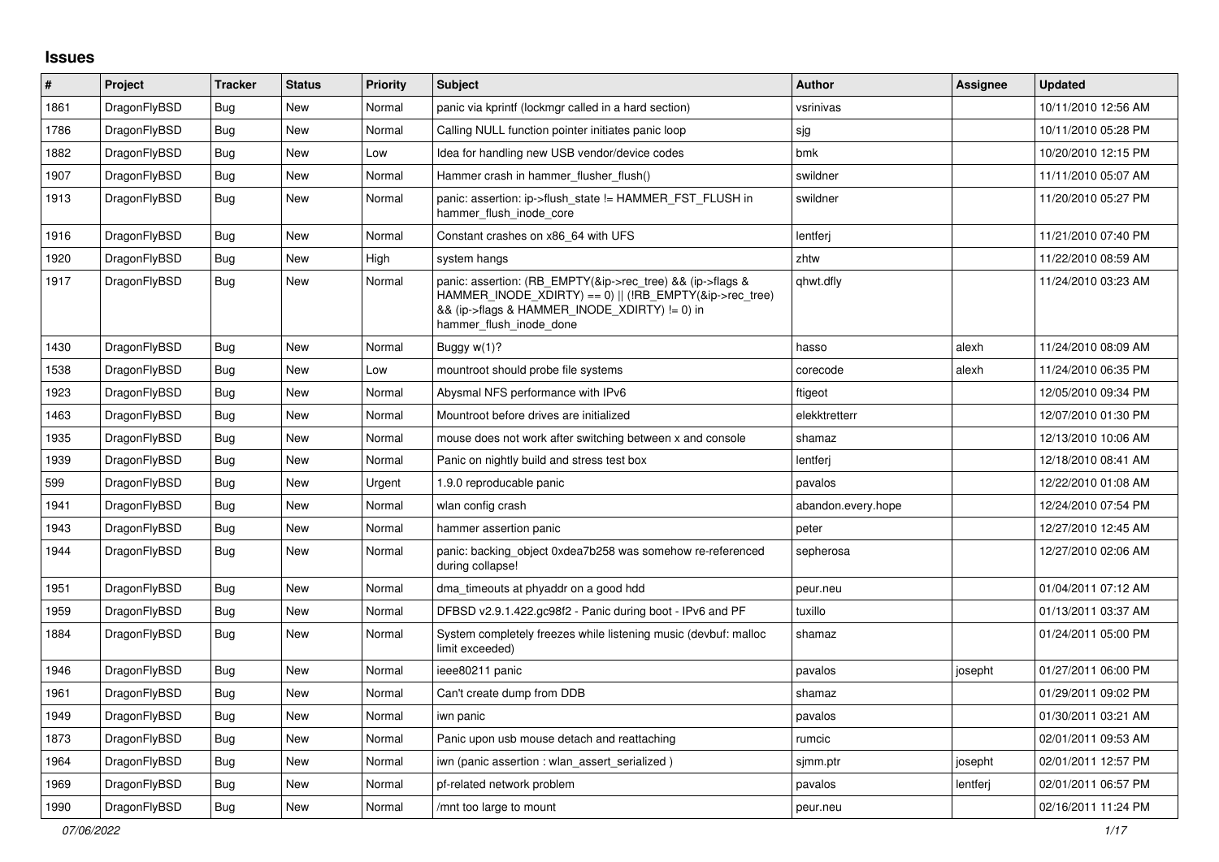## Issues

| # | Project | Tracker | Status | Priority | Subject | Author | Assignee | Updated |
|---|---|---|---|---|---|---|---|---|
| 1861 | DragonFlyBSD | Bug | New | Normal | panic via kprintf (lockmgr called in a hard section) | vsrinivas | | 10/11/2010 12:56 AM |
| 1786 | DragonFlyBSD | Bug | New | Normal | Calling NULL function pointer initiates panic loop | sjg | | 10/11/2010 05:28 PM |
| 1882 | DragonFlyBSD | Bug | New | Low | Idea for handling new USB vendor/device codes | bmk | | 10/20/2010 12:15 PM |
| 1907 | DragonFlyBSD | Bug | New | Normal | Hammer crash in hammer_flusher_flush() | swildner | | 11/11/2010 05:07 AM |
| 1913 | DragonFlyBSD | Bug | New | Normal | panic: assertion: ip->flush_state != HAMMER_FST_FLUSH in hammer_flush_inode_core | swildner | | 11/20/2010 05:27 PM |
| 1916 | DragonFlyBSD | Bug | New | Normal | Constant crashes on x86_64 with UFS | lentferj | | 11/21/2010 07:40 PM |
| 1920 | DragonFlyBSD | Bug | New | High | system hangs | zhtw | | 11/22/2010 08:59 AM |
| 1917 | DragonFlyBSD | Bug | New | Normal | panic: assertion: (RB_EMPTY(&ip->rec_tree) && (ip->flags & HAMMER_INODE_XDIRTY) == 0) \|\| (!RB_EMPTY(&ip->rec_tree) && (ip->flags & HAMMER_INODE_XDIRTY) != 0) in hammer_flush_inode_done | qhwt.dfly | | 11/24/2010 03:23 AM |
| 1430 | DragonFlyBSD | Bug | New | Normal | Buggy w(1)? | hasso | alexh | 11/24/2010 08:09 AM |
| 1538 | DragonFlyBSD | Bug | New | Low | mountroot should probe file systems | corecode | alexh | 11/24/2010 06:35 PM |
| 1923 | DragonFlyBSD | Bug | New | Normal | Abysmal NFS performance with IPv6 | ftigeot | | 12/05/2010 09:34 PM |
| 1463 | DragonFlyBSD | Bug | New | Normal | Mountroot before drives are initialized | elekktretterr | | 12/07/2010 01:30 PM |
| 1935 | DragonFlyBSD | Bug | New | Normal | mouse does not work after switching between x and console | shamaz | | 12/13/2010 10:06 AM |
| 1939 | DragonFlyBSD | Bug | New | Normal | Panic on nightly build and stress test box | lentferj | | 12/18/2010 08:41 AM |
| 599 | DragonFlyBSD | Bug | New | Urgent | 1.9.0 reproducable panic | pavalos | | 12/22/2010 01:08 AM |
| 1941 | DragonFlyBSD | Bug | New | Normal | wlan config crash | abandon.every.hope | | 12/24/2010 07:54 PM |
| 1943 | DragonFlyBSD | Bug | New | Normal | hammer assertion panic | peter | | 12/27/2010 12:45 AM |
| 1944 | DragonFlyBSD | Bug | New | Normal | panic: backing_object 0xdea7b258 was somehow re-referenced during collapse! | sepherosa | | 12/27/2010 02:06 AM |
| 1951 | DragonFlyBSD | Bug | New | Normal | dma_timeouts at phyaddr on a good hdd | peur.neu | | 01/04/2011 07:12 AM |
| 1959 | DragonFlyBSD | Bug | New | Normal | DFBSD v2.9.1.422.gc98f2 - Panic during boot - IPv6 and PF | tuxillo | | 01/13/2011 03:37 AM |
| 1884 | DragonFlyBSD | Bug | New | Normal | System completely freezes while listening music (devbuf: malloc limit exceeded) | shamaz | | 01/24/2011 05:00 PM |
| 1946 | DragonFlyBSD | Bug | New | Normal | ieee80211 panic | pavalos | josepht | 01/27/2011 06:00 PM |
| 1961 | DragonFlyBSD | Bug | New | Normal | Can't create dump from DDB | shamaz | | 01/29/2011 09:02 PM |
| 1949 | DragonFlyBSD | Bug | New | Normal | iwn panic | pavalos | | 01/30/2011 03:21 AM |
| 1873 | DragonFlyBSD | Bug | New | Normal | Panic upon usb mouse detach and reattaching | rumcic | | 02/01/2011 09:53 AM |
| 1964 | DragonFlyBSD | Bug | New | Normal | iwn (panic assertion : wlan_assert_serialized ) | sjmm.ptr | josepht | 02/01/2011 12:57 PM |
| 1969 | DragonFlyBSD | Bug | New | Normal | pf-related network problem | pavalos | lentferj | 02/01/2011 06:57 PM |
| 1990 | DragonFlyBSD | Bug | New | Normal | /mnt too large to mount | peur.neu | | 02/16/2011 11:24 PM |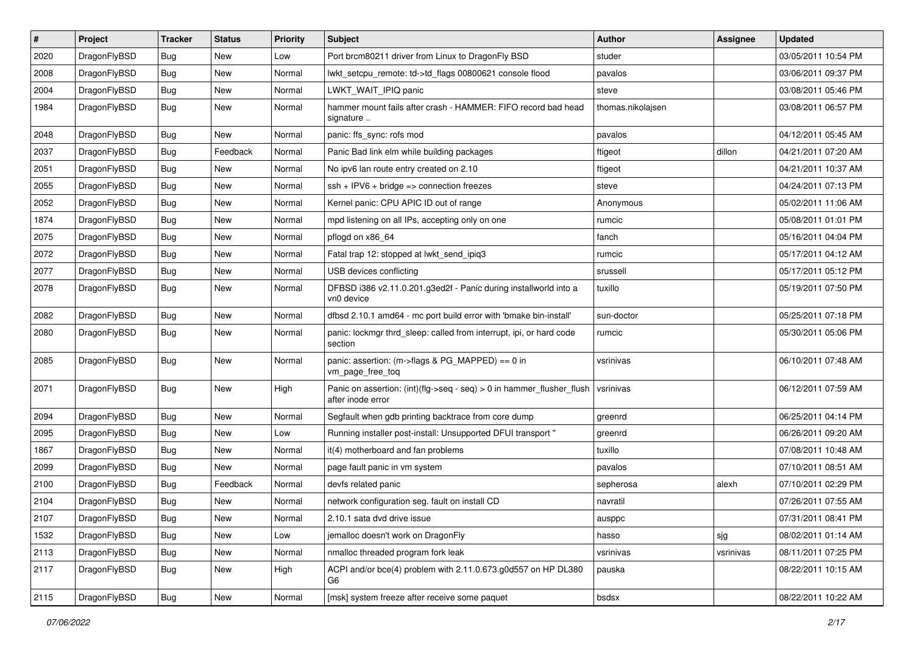| # | Project | Tracker | Status | Priority | Subject | Author | Assignee | Updated |
|---|---|---|---|---|---|---|---|---|
| 2020 | DragonFlyBSD | Bug | New | Low | Port brcm80211 driver from Linux to DragonFly BSD | studer | | 03/05/2011 10:54 PM |
| 2008 | DragonFlyBSD | Bug | New | Normal | lwkt_setcpu_remote: td->td_flags 00800621 console flood | pavalos | | 03/06/2011 09:37 PM |
| 2004 | DragonFlyBSD | Bug | New | Normal | LWKT_WAIT_IPIQ panic | steve | | 03/08/2011 05:46 PM |
| 1984 | DragonFlyBSD | Bug | New | Normal | hammer mount fails after crash - HAMMER: FIFO record bad head signature .. | thomas.nikolajsen | | 03/08/2011 06:57 PM |
| 2048 | DragonFlyBSD | Bug | New | Normal | panic: ffs_sync: rofs mod | pavalos | | 04/12/2011 05:45 AM |
| 2037 | DragonFlyBSD | Bug | Feedback | Normal | Panic Bad link elm while building packages | ftigeot | dillon | 04/21/2011 07:20 AM |
| 2051 | DragonFlyBSD | Bug | New | Normal | No ipv6 lan route entry created on 2.10 | ftigeot | | 04/21/2011 10:37 AM |
| 2055 | DragonFlyBSD | Bug | New | Normal | ssh + IPV6 + bridge => connection freezes | steve | | 04/24/2011 07:13 PM |
| 2052 | DragonFlyBSD | Bug | New | Normal | Kernel panic: CPU APIC ID out of range | Anonymous | | 05/02/2011 11:06 AM |
| 1874 | DragonFlyBSD | Bug | New | Normal | mpd listening on all IPs, accepting only on one | rumcic | | 05/08/2011 01:01 PM |
| 2075 | DragonFlyBSD | Bug | New | Normal | pflogd on x86_64 | fanch | | 05/16/2011 04:04 PM |
| 2072 | DragonFlyBSD | Bug | New | Normal | Fatal trap 12: stopped at lwkt_send_ipiq3 | rumcic | | 05/17/2011 04:12 AM |
| 2077 | DragonFlyBSD | Bug | New | Normal | USB devices conflicting | srussell | | 05/17/2011 05:12 PM |
| 2078 | DragonFlyBSD | Bug | New | Normal | DFBSD i386 v2.11.0.201.g3ed2f - Panic during installworld into a vn0 device | tuxillo | | 05/19/2011 07:50 PM |
| 2082 | DragonFlyBSD | Bug | New | Normal | dfbsd 2.10.1 amd64 - mc port build error with 'bmake bin-install' | sun-doctor | | 05/25/2011 07:18 PM |
| 2080 | DragonFlyBSD | Bug | New | Normal | panic: lockmgr thrd_sleep: called from interrupt, ipi, or hard code section | rumcic | | 05/30/2011 05:06 PM |
| 2085 | DragonFlyBSD | Bug | New | Normal | panic: assertion: (m->flags & PG_MAPPED) == 0 in vm_page_free_toq | vsrinivas | | 06/10/2011 07:48 AM |
| 2071 | DragonFlyBSD | Bug | New | High | Panic on assertion: (int)(flg->seq - seq) > 0 in hammer_flusher_flush after inode error | vsrinivas | | 06/12/2011 07:59 AM |
| 2094 | DragonFlyBSD | Bug | New | Normal | Segfault when gdb printing backtrace from core dump | greenrd | | 06/25/2011 04:14 PM |
| 2095 | DragonFlyBSD | Bug | New | Low | Running installer post-install: Unsupported DFUI transport " | greenrd | | 06/26/2011 09:20 AM |
| 1867 | DragonFlyBSD | Bug | New | Normal | it(4) motherboard and fan problems | tuxillo | | 07/08/2011 10:48 AM |
| 2099 | DragonFlyBSD | Bug | New | Normal | page fault panic in vm system | pavalos | | 07/10/2011 08:51 AM |
| 2100 | DragonFlyBSD | Bug | Feedback | Normal | devfs related panic | sepherosa | alexh | 07/10/2011 02:29 PM |
| 2104 | DragonFlyBSD | Bug | New | Normal | network configuration seg. fault on install CD | navratil | | 07/26/2011 07:55 AM |
| 2107 | DragonFlyBSD | Bug | New | Normal | 2.10.1 sata dvd drive issue | ausppc | | 07/31/2011 08:41 PM |
| 1532 | DragonFlyBSD | Bug | New | Low | jemalloc doesn't work on DragonFly | hasso | sjg | 08/02/2011 01:14 AM |
| 2113 | DragonFlyBSD | Bug | New | Normal | nmalloc threaded program fork leak | vsrinivas | vsrinivas | 08/11/2011 07:25 PM |
| 2117 | DragonFlyBSD | Bug | New | High | ACPI and/or bce(4) problem with 2.11.0.673.g0d557 on HP DL380 G6 | pauska | | 08/22/2011 10:15 AM |
| 2115 | DragonFlyBSD | Bug | New | Normal | [msk] system freeze after receive some paquet | bsdsx | | 08/22/2011 10:22 AM |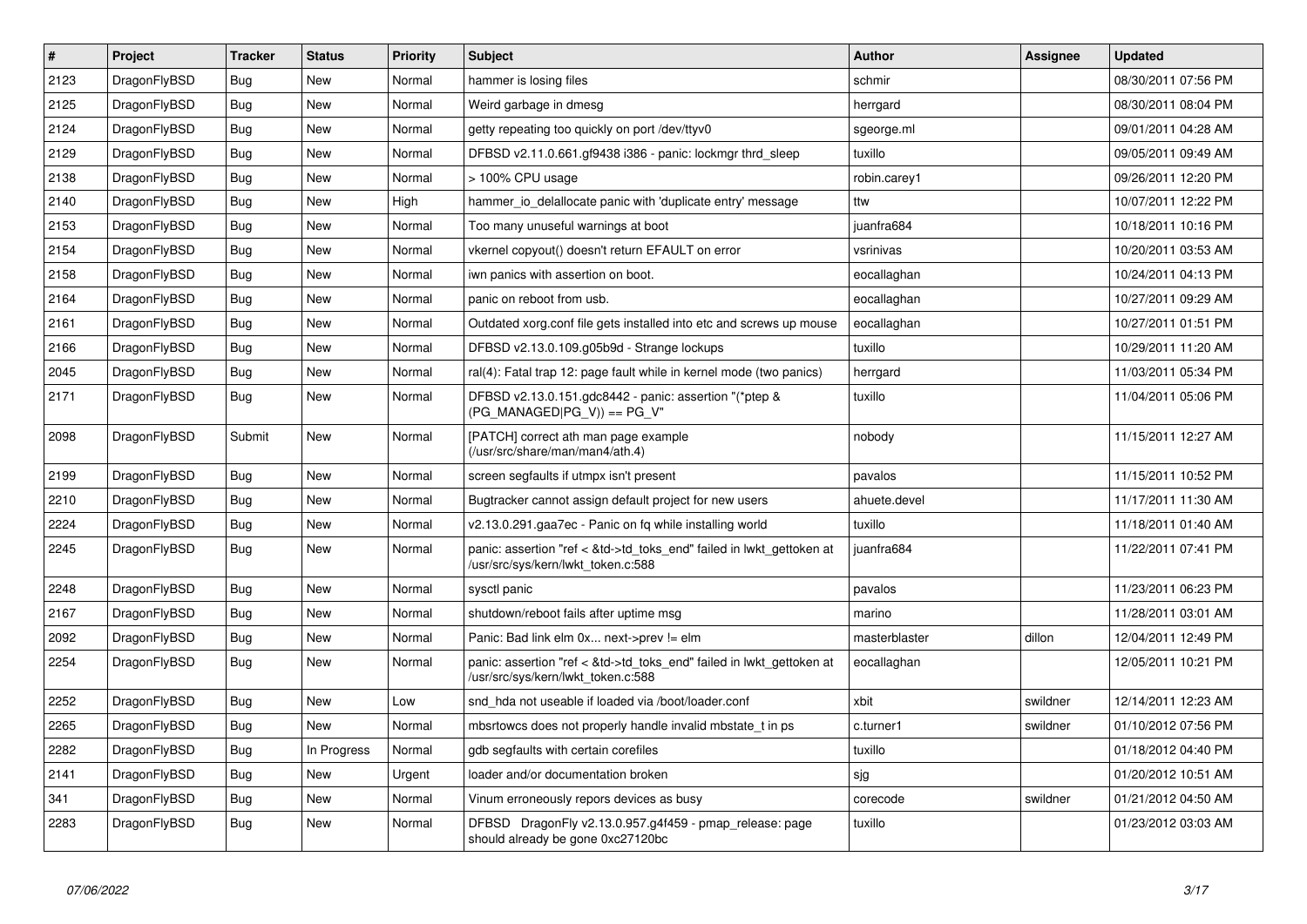| # | Project | Tracker | Status | Priority | Subject | Author | Assignee | Updated |
|---|---|---|---|---|---|---|---|---|
| 2123 | DragonFlyBSD | Bug | New | Normal | hammer is losing files | schmir | | 08/30/2011 07:56 PM |
| 2125 | DragonFlyBSD | Bug | New | Normal | Weird garbage in dmesg | herrgard | | 08/30/2011 08:04 PM |
| 2124 | DragonFlyBSD | Bug | New | Normal | getty repeating too quickly on port /dev/ttyv0 | sgeorge.ml | | 09/01/2011 04:28 AM |
| 2129 | DragonFlyBSD | Bug | New | Normal | DFBSD v2.11.0.661.gf9438 i386 - panic: lockmgr thrd_sleep | tuxillo | | 09/05/2011 09:49 AM |
| 2138 | DragonFlyBSD | Bug | New | Normal | > 100% CPU usage | robin.carey1 | | 09/26/2011 12:20 PM |
| 2140 | DragonFlyBSD | Bug | New | High | hammer_io_delallocate panic with 'duplicate entry' message | ttw | | 10/07/2011 12:22 PM |
| 2153 | DragonFlyBSD | Bug | New | Normal | Too many unuseful warnings at boot | juanfra684 | | 10/18/2011 10:16 PM |
| 2154 | DragonFlyBSD | Bug | New | Normal | vkernel copyout() doesn't return EFAULT on error | vsrinivas | | 10/20/2011 03:53 AM |
| 2158 | DragonFlyBSD | Bug | New | Normal | iwn panics with assertion on boot. | eocallaghan | | 10/24/2011 04:13 PM |
| 2164 | DragonFlyBSD | Bug | New | Normal | panic on reboot from usb. | eocallaghan | | 10/27/2011 09:29 AM |
| 2161 | DragonFlyBSD | Bug | New | Normal | Outdated xorg.conf file gets installed into etc and screws up mouse | eocallaghan | | 10/27/2011 01:51 PM |
| 2166 | DragonFlyBSD | Bug | New | Normal | DFBSD v2.13.0.109.g05b9d - Strange lockups | tuxillo | | 10/29/2011 11:20 AM |
| 2045 | DragonFlyBSD | Bug | New | Normal | ral(4): Fatal trap 12: page fault while in kernel mode (two panics) | herrgard | | 11/03/2011 05:34 PM |
| 2171 | DragonFlyBSD | Bug | New | Normal | DFBSD v2.13.0.151.gdc8442 - panic: assertion "(*ptep & (PG_MANAGED\|PG_V)) == PG_V" | tuxillo | | 11/04/2011 05:06 PM |
| 2098 | DragonFlyBSD | Submit | New | Normal | [PATCH] correct ath man page example (/usr/src/share/man/man4/ath.4) | nobody | | 11/15/2011 12:27 AM |
| 2199 | DragonFlyBSD | Bug | New | Normal | screen segfaults if utmpx isn't present | pavalos | | 11/15/2011 10:52 PM |
| 2210 | DragonFlyBSD | Bug | New | Normal | Bugtracker cannot assign default project for new users | ahuete.devel | | 11/17/2011 11:30 AM |
| 2224 | DragonFlyBSD | Bug | New | Normal | v2.13.0.291.gaa7ec - Panic on fq while installing world | tuxillo | | 11/18/2011 01:40 AM |
| 2245 | DragonFlyBSD | Bug | New | Normal | panic: assertion "ref < &td->td_toks_end" failed in lwkt_gettoken at /usr/src/sys/kern/lwkt_token.c:588 | juanfra684 | | 11/22/2011 07:41 PM |
| 2248 | DragonFlyBSD | Bug | New | Normal | sysctl panic | pavalos | | 11/23/2011 06:23 PM |
| 2167 | DragonFlyBSD | Bug | New | Normal | shutdown/reboot fails after uptime msg | marino | | 11/28/2011 03:01 AM |
| 2092 | DragonFlyBSD | Bug | New | Normal | Panic: Bad link elm 0x... next->prev != elm | masterblaster | dillon | 12/04/2011 12:49 PM |
| 2254 | DragonFlyBSD | Bug | New | Normal | panic: assertion "ref < &td->td_toks_end" failed in lwkt_gettoken at /usr/src/sys/kern/lwkt_token.c:588 | eocallaghan | | 12/05/2011 10:21 PM |
| 2252 | DragonFlyBSD | Bug | New | Low | snd_hda not useable if loaded via /boot/loader.conf | xbit | swildner | 12/14/2011 12:23 AM |
| 2265 | DragonFlyBSD | Bug | New | Normal | mbsrtowcs does not properly handle invalid mbstate_t in ps | c.turner1 | swildner | 01/10/2012 07:56 PM |
| 2282 | DragonFlyBSD | Bug | In Progress | Normal | gdb segfaults with certain corefiles | tuxillo | | 01/18/2012 04:40 PM |
| 2141 | DragonFlyBSD | Bug | New | Urgent | loader and/or documentation broken | sjg | | 01/20/2012 10:51 AM |
| 341 | DragonFlyBSD | Bug | New | Normal | Vinum erroneously repors devices as busy | corecode | swildner | 01/21/2012 04:50 AM |
| 2283 | DragonFlyBSD | Bug | New | Normal | DFBSD DragonFly v2.13.0.957.g4f459 - pmap_release: page should already be gone 0xc27120bc | tuxillo | | 01/23/2012 03:03 AM |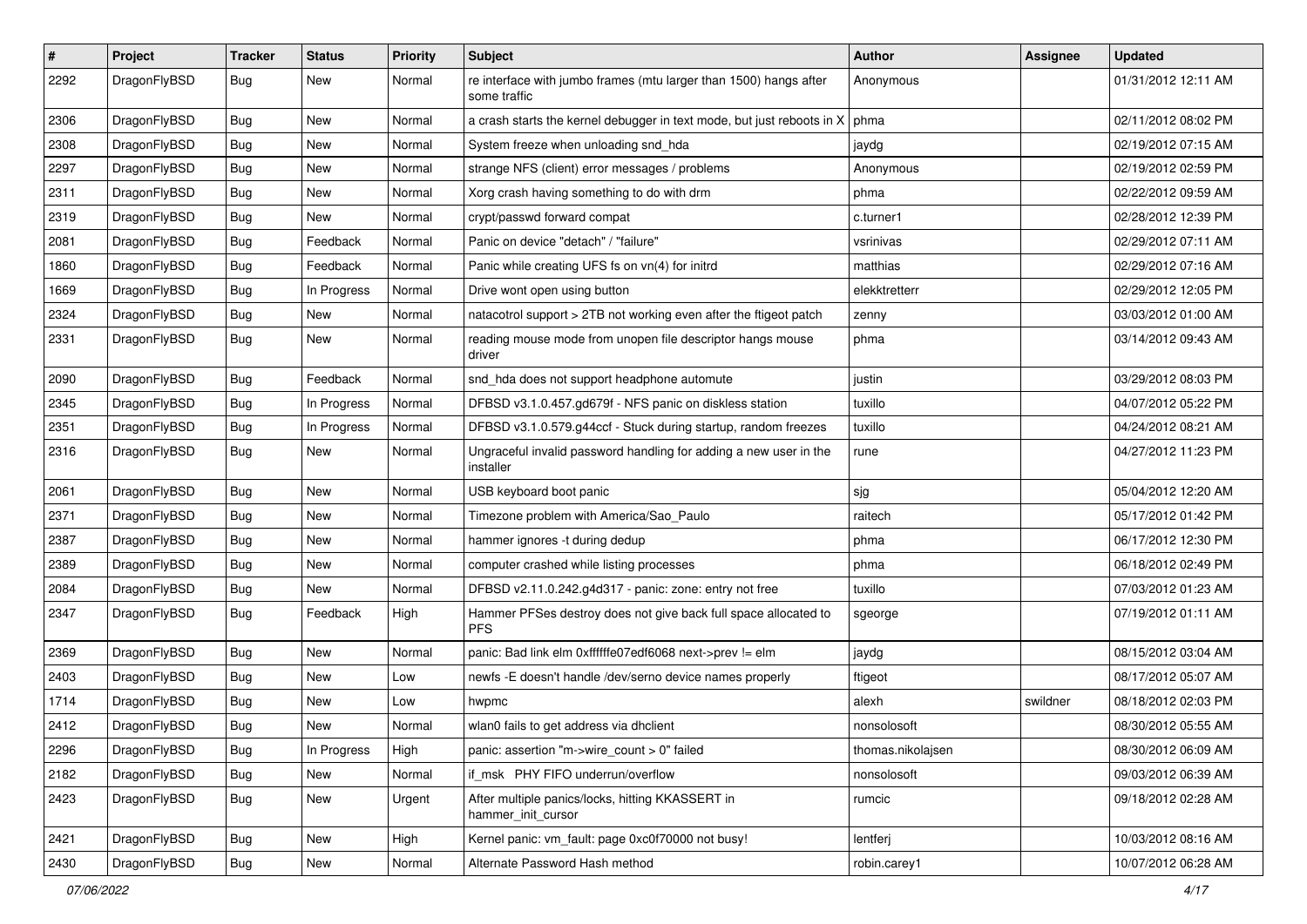| # | Project | Tracker | Status | Priority | Subject | Author | Assignee | Updated |
|---|---|---|---|---|---|---|---|---|
| 2292 | DragonFlyBSD | Bug | New | Normal | re interface with jumbo frames (mtu larger than 1500) hangs after some traffic | Anonymous | | 01/31/2012 12:11 AM |
| 2306 | DragonFlyBSD | Bug | New | Normal | a crash starts the kernel debugger in text mode, but just reboots in X | phma | | 02/11/2012 08:02 PM |
| 2308 | DragonFlyBSD | Bug | New | Normal | System freeze when unloading snd_hda | jaydg | | 02/19/2012 07:15 AM |
| 2297 | DragonFlyBSD | Bug | New | Normal | strange NFS (client) error messages / problems | Anonymous | | 02/19/2012 02:59 PM |
| 2311 | DragonFlyBSD | Bug | New | Normal | Xorg crash having something to do with drm | phma | | 02/22/2012 09:59 AM |
| 2319 | DragonFlyBSD | Bug | New | Normal | crypt/passwd forward compat | c.turner1 | | 02/28/2012 12:39 PM |
| 2081 | DragonFlyBSD | Bug | Feedback | Normal | Panic on device "detach" / "failure" | vsrinivas | | 02/29/2012 07:11 AM |
| 1860 | DragonFlyBSD | Bug | Feedback | Normal | Panic while creating UFS fs on vn(4) for initrd | matthias | | 02/29/2012 07:16 AM |
| 1669 | DragonFlyBSD | Bug | In Progress | Normal | Drive wont open using button | elekktretterr | | 02/29/2012 12:05 PM |
| 2324 | DragonFlyBSD | Bug | New | Normal | natacotrol support > 2TB not working even after the ftigeot patch | zenny | | 03/03/2012 01:00 AM |
| 2331 | DragonFlyBSD | Bug | New | Normal | reading mouse mode from unopen file descriptor hangs mouse driver | phma | | 03/14/2012 09:43 AM |
| 2090 | DragonFlyBSD | Bug | Feedback | Normal | snd_hda does not support headphone automute | justin | | 03/29/2012 08:03 PM |
| 2345 | DragonFlyBSD | Bug | In Progress | Normal | DFBSD v3.1.0.457.gd679f - NFS panic on diskless station | tuxillo | | 04/07/2012 05:22 PM |
| 2351 | DragonFlyBSD | Bug | In Progress | Normal | DFBSD v3.1.0.579.g44ccf - Stuck during startup, random freezes | tuxillo | | 04/24/2012 08:21 AM |
| 2316 | DragonFlyBSD | Bug | New | Normal | Ungraceful invalid password handling for adding a new user in the installer | rune | | 04/27/2012 11:23 PM |
| 2061 | DragonFlyBSD | Bug | New | Normal | USB keyboard boot panic | sjg | | 05/04/2012 12:20 AM |
| 2371 | DragonFlyBSD | Bug | New | Normal | Timezone problem with America/Sao_Paulo | raitech | | 05/17/2012 01:42 PM |
| 2387 | DragonFlyBSD | Bug | New | Normal | hammer ignores -t during dedup | phma | | 06/17/2012 12:30 PM |
| 2389 | DragonFlyBSD | Bug | New | Normal | computer crashed while listing processes | phma | | 06/18/2012 02:49 PM |
| 2084 | DragonFlyBSD | Bug | New | Normal | DFBSD v2.11.0.242.g4d317 - panic: zone: entry not free | tuxillo | | 07/03/2012 01:23 AM |
| 2347 | DragonFlyBSD | Bug | Feedback | High | Hammer PFSes destroy does not give back full space allocated to PFS | sgeorge | | 07/19/2012 01:11 AM |
| 2369 | DragonFlyBSD | Bug | New | Normal | panic: Bad link elm 0xffffffe07edf6068 next->prev != elm | jaydg | | 08/15/2012 03:04 AM |
| 2403 | DragonFlyBSD | Bug | New | Low | newfs -E doesn't handle /dev/serno device names properly | ftigeot | | 08/17/2012 05:07 AM |
| 1714 | DragonFlyBSD | Bug | New | Low | hwpmc | alexh | swildner | 08/18/2012 02:03 PM |
| 2412 | DragonFlyBSD | Bug | New | Normal | wlan0 fails to get address via dhclient | nonsolosoft | | 08/30/2012 05:55 AM |
| 2296 | DragonFlyBSD | Bug | In Progress | High | panic: assertion "m->wire_count > 0" failed | thomas.nikolajsen | | 08/30/2012 06:09 AM |
| 2182 | DragonFlyBSD | Bug | New | Normal | if_msk PHY FIFO underrun/overflow | nonsolosoft | | 09/03/2012 06:39 AM |
| 2423 | DragonFlyBSD | Bug | New | Urgent | After multiple panics/locks, hitting KKASSERT in hammer_init_cursor | rumcic | | 09/18/2012 02:28 AM |
| 2421 | DragonFlyBSD | Bug | New | High | Kernel panic: vm_fault: page 0xc0f70000 not busy! | lentferj | | 10/03/2012 08:16 AM |
| 2430 | DragonFlyBSD | Bug | New | Normal | Alternate Password Hash method | robin.carey1 | | 10/07/2012 06:28 AM |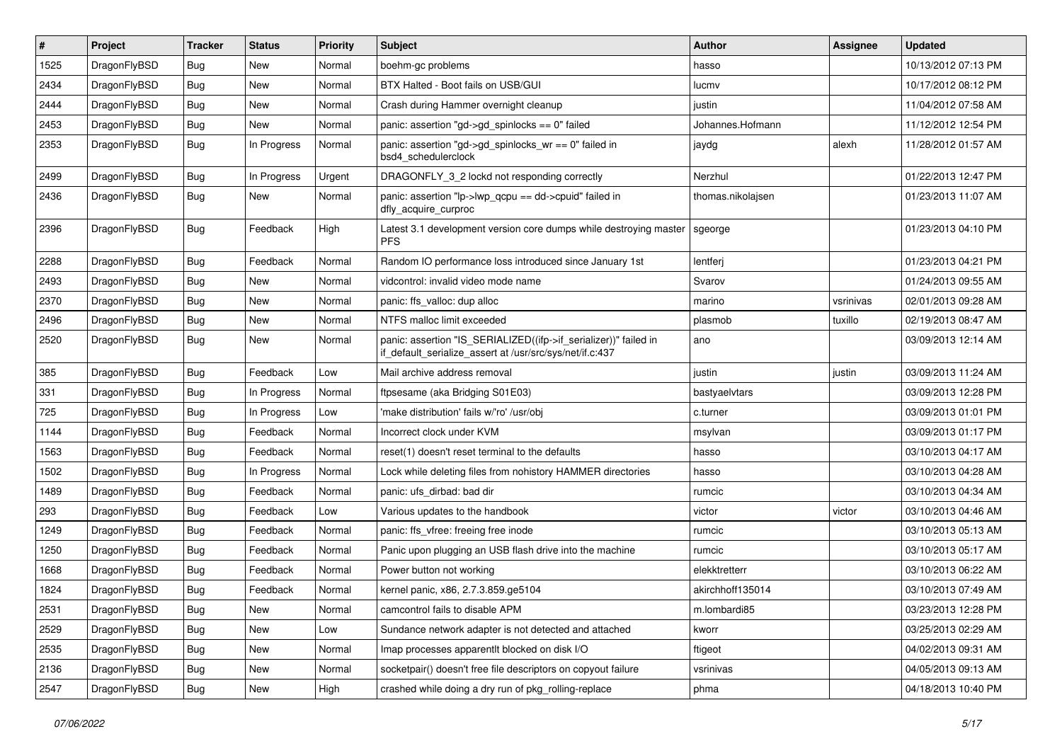| # | Project | Tracker | Status | Priority | Subject | Author | Assignee | Updated |
|---|---|---|---|---|---|---|---|---|
| 1525 | DragonFlyBSD | Bug | New | Normal | boehm-gc problems | hasso | | 10/13/2012 07:13 PM |
| 2434 | DragonFlyBSD | Bug | New | Normal | BTX Halted - Boot fails on USB/GUI | lucmv | | 10/17/2012 08:12 PM |
| 2444 | DragonFlyBSD | Bug | New | Normal | Crash during Hammer overnight cleanup | justin | | 11/04/2012 07:58 AM |
| 2453 | DragonFlyBSD | Bug | New | Normal | panic: assertion "gd->gd_spinlocks == 0" failed | Johannes.Hofmann | | 11/12/2012 12:54 PM |
| 2353 | DragonFlyBSD | Bug | In Progress | Normal | panic: assertion "gd->gd_spinlocks_wr == 0" failed in bsd4_schedulerclock | jaydg | alexh | 11/28/2012 01:57 AM |
| 2499 | DragonFlyBSD | Bug | In Progress | Urgent | DRAGONFLY_3_2 lockd not responding correctly | Nerzhul | | 01/22/2013 12:47 PM |
| 2436 | DragonFlyBSD | Bug | New | Normal | panic: assertion "lp->lwp_qcpu == dd->cpuid" failed in dfly_acquire_curproc | thomas.nikolajsen | | 01/23/2013 11:07 AM |
| 2396 | DragonFlyBSD | Bug | Feedback | High | Latest 3.1 development version core dumps while destroying master PFS | sgeorge | | 01/23/2013 04:10 PM |
| 2288 | DragonFlyBSD | Bug | Feedback | Normal | Random IO performance loss introduced since January 1st | lentferj | | 01/23/2013 04:21 PM |
| 2493 | DragonFlyBSD | Bug | New | Normal | vidcontrol: invalid video mode name | Svarov | | 01/24/2013 09:55 AM |
| 2370 | DragonFlyBSD | Bug | New | Normal | panic: ffs_valloc: dup alloc | marino | vsrinivas | 02/01/2013 09:28 AM |
| 2496 | DragonFlyBSD | Bug | New | Normal | NTFS malloc limit exceeded | plasmob | tuxillo | 02/19/2013 08:47 AM |
| 2520 | DragonFlyBSD | Bug | New | Normal | panic: assertion "IS_SERIALIZED((ifp->if_serializer))" failed in if_default_serialize_assert at /usr/src/sys/net/if.c:437 | ano | | 03/09/2013 12:14 AM |
| 385 | DragonFlyBSD | Bug | Feedback | Low | Mail archive address removal | justin | justin | 03/09/2013 11:24 AM |
| 331 | DragonFlyBSD | Bug | In Progress | Normal | ftpsesame (aka Bridging S01E03) | bastyaelvtars | | 03/09/2013 12:28 PM |
| 725 | DragonFlyBSD | Bug | In Progress | Low | 'make distribution' fails w/'ro' /usr/obj | c.turner | | 03/09/2013 01:01 PM |
| 1144 | DragonFlyBSD | Bug | Feedback | Normal | Incorrect clock under KVM | msylvan | | 03/09/2013 01:17 PM |
| 1563 | DragonFlyBSD | Bug | Feedback | Normal | reset(1) doesn't reset terminal to the defaults | hasso | | 03/10/2013 04:17 AM |
| 1502 | DragonFlyBSD | Bug | In Progress | Normal | Lock while deleting files from nohistory HAMMER directories | hasso | | 03/10/2013 04:28 AM |
| 1489 | DragonFlyBSD | Bug | Feedback | Normal | panic: ufs_dirbad: bad dir | rumcic | | 03/10/2013 04:34 AM |
| 293 | DragonFlyBSD | Bug | Feedback | Low | Various updates to the handbook | victor | victor | 03/10/2013 04:46 AM |
| 1249 | DragonFlyBSD | Bug | Feedback | Normal | panic: ffs_vfree: freeing free inode | rumcic | | 03/10/2013 05:13 AM |
| 1250 | DragonFlyBSD | Bug | Feedback | Normal | Panic upon plugging an USB flash drive into the machine | rumcic | | 03/10/2013 05:17 AM |
| 1668 | DragonFlyBSD | Bug | Feedback | Normal | Power button not working | elekktretterr | | 03/10/2013 06:22 AM |
| 1824 | DragonFlyBSD | Bug | Feedback | Normal | kernel panic, x86, 2.7.3.859.ge5104 | akirchhoff135014 | | 03/10/2013 07:49 AM |
| 2531 | DragonFlyBSD | Bug | New | Normal | camcontrol fails to disable APM | m.lombardi85 | | 03/23/2013 12:28 PM |
| 2529 | DragonFlyBSD | Bug | New | Low | Sundance network adapter is not detected and attached | kworr | | 03/25/2013 02:29 AM |
| 2535 | DragonFlyBSD | Bug | New | Normal | Imap processes apparentlt blocked on disk I/O | ftigeot | | 04/02/2013 09:31 AM |
| 2136 | DragonFlyBSD | Bug | New | Normal | socketpair() doesn't free file descriptors on copyout failure | vsrinivas | | 04/05/2013 09:13 AM |
| 2547 | DragonFlyBSD | Bug | New | High | crashed while doing a dry run of pkg_rolling-replace | phma | | 04/18/2013 10:40 PM |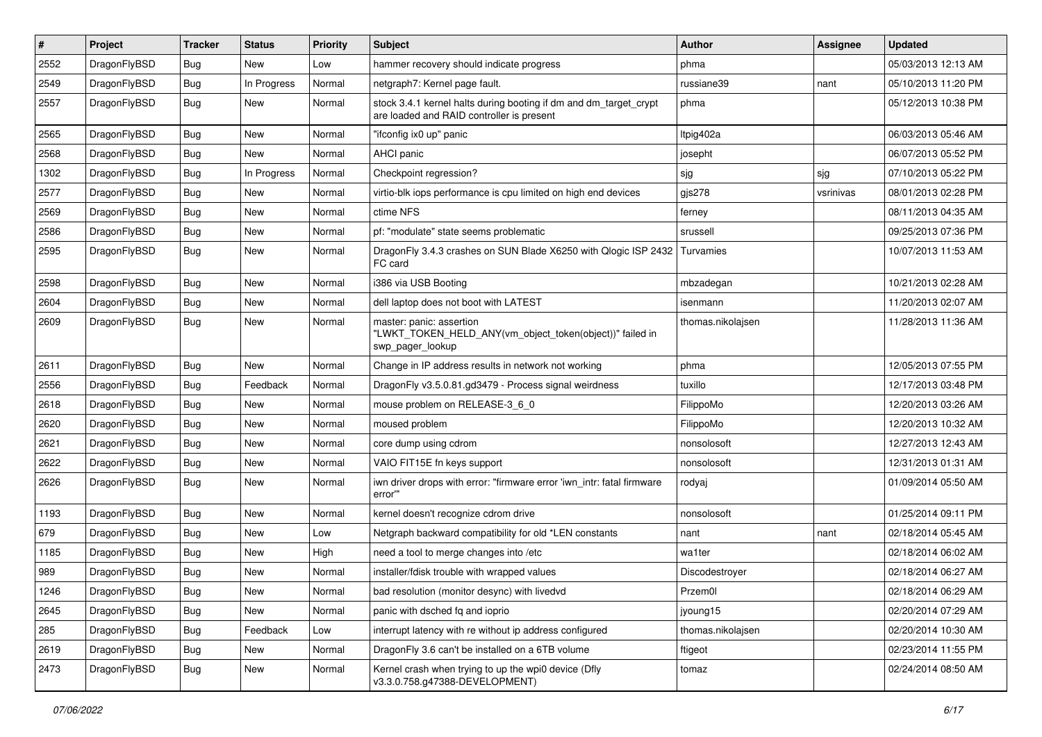| # | Project | Tracker | Status | Priority | Subject | Author | Assignee | Updated |
|---|---|---|---|---|---|---|---|---|
| 2552 | DragonFlyBSD | Bug | New | Low | hammer recovery should indicate progress | phma | | 05/03/2013 12:13 AM |
| 2549 | DragonFlyBSD | Bug | In Progress | Normal | netgraph7: Kernel page fault. | russiane39 | nant | 05/10/2013 11:20 PM |
| 2557 | DragonFlyBSD | Bug | New | Normal | stock 3.4.1 kernel halts during booting if dm and dm_target_crypt are loaded and RAID controller is present | phma | | 05/12/2013 10:38 PM |
| 2565 | DragonFlyBSD | Bug | New | Normal | "ifconfig ix0 up" panic | ltpig402a | | 06/03/2013 05:46 AM |
| 2568 | DragonFlyBSD | Bug | New | Normal | AHCI panic | josepht | | 06/07/2013 05:52 PM |
| 1302 | DragonFlyBSD | Bug | In Progress | Normal | Checkpoint regression? | sjg | sjg | 07/10/2013 05:22 PM |
| 2577 | DragonFlyBSD | Bug | New | Normal | virtio-blk iops performance is cpu limited on high end devices | gjs278 | vsrinivas | 08/01/2013 02:28 PM |
| 2569 | DragonFlyBSD | Bug | New | Normal | ctime NFS | ferney | | 08/11/2013 04:35 AM |
| 2586 | DragonFlyBSD | Bug | New | Normal | pf: "modulate" state seems problematic | srussell | | 09/25/2013 07:36 PM |
| 2595 | DragonFlyBSD | Bug | New | Normal | DragonFly 3.4.3 crashes on SUN Blade X6250 with Qlogic ISP 2432 FC card | Turvamies | | 10/07/2013 11:53 AM |
| 2598 | DragonFlyBSD | Bug | New | Normal | i386 via USB Booting | mbzadegan | | 10/21/2013 02:28 AM |
| 2604 | DragonFlyBSD | Bug | New | Normal | dell laptop does not boot with LATEST | isenmann | | 11/20/2013 02:07 AM |
| 2609 | DragonFlyBSD | Bug | New | Normal | master: panic: assertion "LWKT_TOKEN_HELD_ANY(vm_object_token(object))" failed in swp_pager_lookup | thomas.nikolajsen | | 11/28/2013 11:36 AM |
| 2611 | DragonFlyBSD | Bug | New | Normal | Change in IP address results in network not working | phma | | 12/05/2013 07:55 PM |
| 2556 | DragonFlyBSD | Bug | Feedback | Normal | DragonFly v3.5.0.81.gd3479 - Process signal weirdness | tuxillo | | 12/17/2013 03:48 PM |
| 2618 | DragonFlyBSD | Bug | New | Normal | mouse problem on RELEASE-3_6_0 | FilippoMo | | 12/20/2013 03:26 AM |
| 2620 | DragonFlyBSD | Bug | New | Normal | moused problem | FilippoMo | | 12/20/2013 10:32 AM |
| 2621 | DragonFlyBSD | Bug | New | Normal | core dump using cdrom | nonsolosoft | | 12/27/2013 12:43 AM |
| 2622 | DragonFlyBSD | Bug | New | Normal | VAIO FIT15E fn keys support | nonsolosoft | | 12/31/2013 01:31 AM |
| 2626 | DragonFlyBSD | Bug | New | Normal | iwn driver drops with error: "firmware error 'iwn_intr: fatal firmware error'" | rodyaj | | 01/09/2014 05:50 AM |
| 1193 | DragonFlyBSD | Bug | New | Normal | kernel doesn't recognize cdrom drive | nonsolosoft | | 01/25/2014 09:11 PM |
| 679 | DragonFlyBSD | Bug | New | Low | Netgraph backward compatibility for old *LEN constants | nant | nant | 02/18/2014 05:45 AM |
| 1185 | DragonFlyBSD | Bug | New | High | need a tool to merge changes into /etc | wa1ter | | 02/18/2014 06:02 AM |
| 989 | DragonFlyBSD | Bug | New | Normal | installer/fdisk trouble with wrapped values | Discodestroyer | | 02/18/2014 06:27 AM |
| 1246 | DragonFlyBSD | Bug | New | Normal | bad resolution (monitor desync) with livedvd | Przem0l | | 02/18/2014 06:29 AM |
| 2645 | DragonFlyBSD | Bug | New | Normal | panic with dsched fq and ioprio | jyoung15 | | 02/20/2014 07:29 AM |
| 285 | DragonFlyBSD | Bug | Feedback | Low | interrupt latency with re without ip address configured | thomas.nikolajsen | | 02/20/2014 10:30 AM |
| 2619 | DragonFlyBSD | Bug | New | Normal | DragonFly 3.6 can't be installed on a 6TB volume | ftigeot | | 02/23/2014 11:55 PM |
| 2473 | DragonFlyBSD | Bug | New | Normal | Kernel crash when trying to up the wpi0 device (Dfly v3.3.0.758.g47388-DEVELOPMENT) | tomaz | | 02/24/2014 08:50 AM |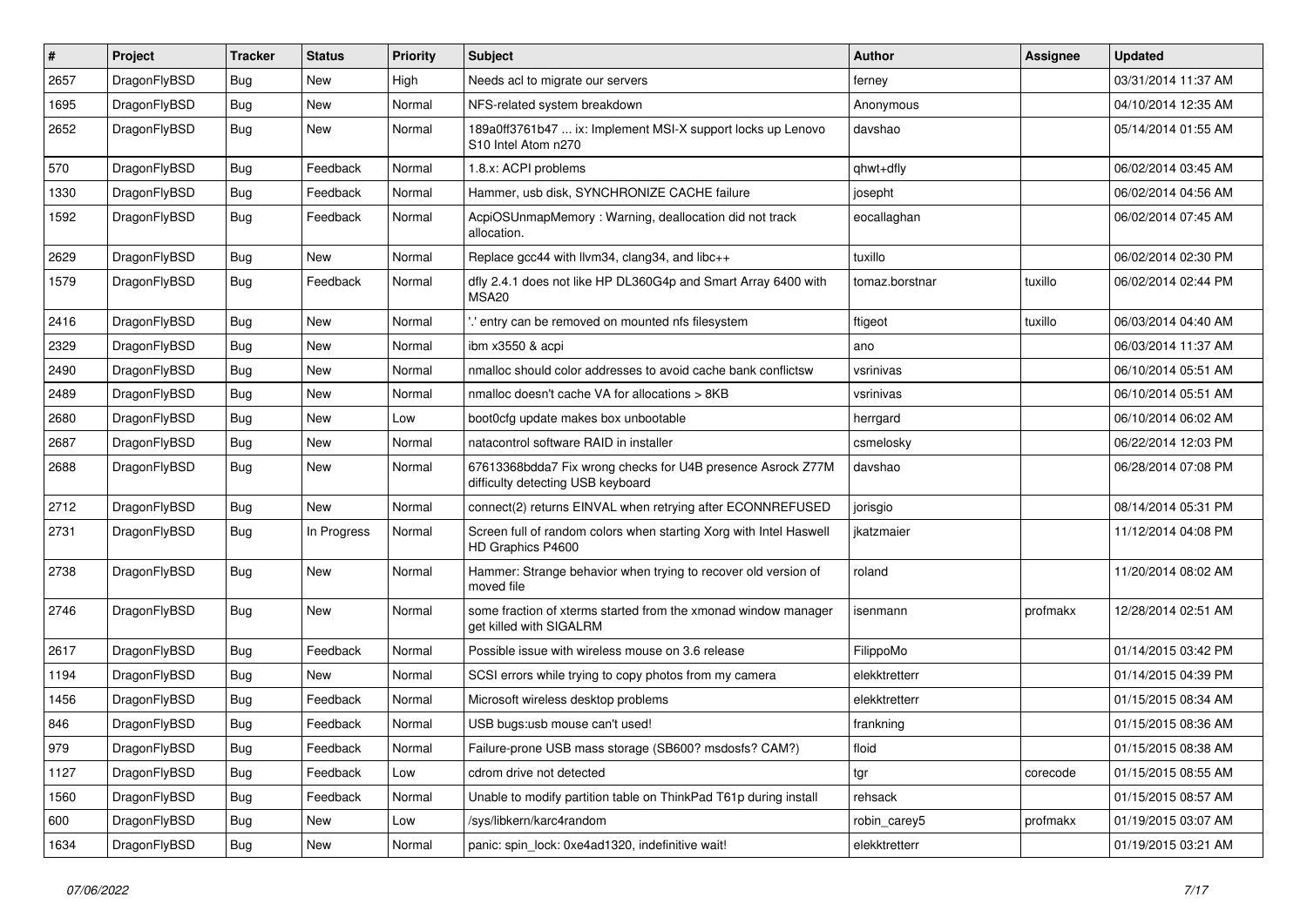| # | Project | Tracker | Status | Priority | Subject | Author | Assignee | Updated |
|---|---|---|---|---|---|---|---|---|
| 2657 | DragonFlyBSD | Bug | New | High | Needs acl to migrate our servers | ferney | | 03/31/2014 11:37 AM |
| 1695 | DragonFlyBSD | Bug | New | Normal | NFS-related system breakdown | Anonymous | | 04/10/2014 12:35 AM |
| 2652 | DragonFlyBSD | Bug | New | Normal | 189a0ff3761b47 ... ix: Implement MSI-X support locks up Lenovo S10 Intel Atom n270 | davshao | | 05/14/2014 01:55 AM |
| 570 | DragonFlyBSD | Bug | Feedback | Normal | 1.8.x: ACPI problems | qhwt+dfly | | 06/02/2014 03:45 AM |
| 1330 | DragonFlyBSD | Bug | Feedback | Normal | Hammer, usb disk, SYNCHRONIZE CACHE failure | josepht | | 06/02/2014 04:56 AM |
| 1592 | DragonFlyBSD | Bug | Feedback | Normal | AcpiOSUnmapMemory : Warning, deallocation did not track allocation. | eocallaghan | | 06/02/2014 07:45 AM |
| 2629 | DragonFlyBSD | Bug | New | Normal | Replace gcc44 with llvm34, clang34, and libc++ | tuxillo | | 06/02/2014 02:30 PM |
| 1579 | DragonFlyBSD | Bug | Feedback | Normal | dfly 2.4.1 does not like HP DL360G4p and Smart Array 6400 with MSA20 | tomaz.borstnar | tuxillo | 06/02/2014 02:44 PM |
| 2416 | DragonFlyBSD | Bug | New | Normal | '.' entry can be removed on mounted nfs filesystem | ftigeot | tuxillo | 06/03/2014 04:40 AM |
| 2329 | DragonFlyBSD | Bug | New | Normal | ibm x3550 & acpi | ano | | 06/03/2014 11:37 AM |
| 2490 | DragonFlyBSD | Bug | New | Normal | nmalloc should color addresses to avoid cache bank conflictsw | vsrinivas | | 06/10/2014 05:51 AM |
| 2489 | DragonFlyBSD | Bug | New | Normal | nmalloc doesn't cache VA for allocations > 8KB | vsrinivas | | 06/10/2014 05:51 AM |
| 2680 | DragonFlyBSD | Bug | New | Low | boot0cfg update makes box unbootable | herrgard | | 06/10/2014 06:02 AM |
| 2687 | DragonFlyBSD | Bug | New | Normal | natacontrol software RAID in installer | csmelosky | | 06/22/2014 12:03 PM |
| 2688 | DragonFlyBSD | Bug | New | Normal | 67613368bdda7 Fix wrong checks for U4B presence Asrock Z77M difficulty detecting USB keyboard | davshao | | 06/28/2014 07:08 PM |
| 2712 | DragonFlyBSD | Bug | New | Normal | connect(2) returns EINVAL when retrying after ECONNREFUSED | jorisgio | | 08/14/2014 05:31 PM |
| 2731 | DragonFlyBSD | Bug | In Progress | Normal | Screen full of random colors when starting Xorg with Intel Haswell HD Graphics P4600 | jkatzmaier | | 11/12/2014 04:08 PM |
| 2738 | DragonFlyBSD | Bug | New | Normal | Hammer: Strange behavior when trying to recover old version of moved file | roland | | 11/20/2014 08:02 AM |
| 2746 | DragonFlyBSD | Bug | New | Normal | some fraction of xterms started from the xmonad window manager get killed with SIGALRM | isenmann | profmakx | 12/28/2014 02:51 AM |
| 2617 | DragonFlyBSD | Bug | Feedback | Normal | Possible issue with wireless mouse on 3.6 release | FilippoMo | | 01/14/2015 03:42 PM |
| 1194 | DragonFlyBSD | Bug | New | Normal | SCSI errors while trying to copy photos from my camera | elekktretterr | | 01/14/2015 04:39 PM |
| 1456 | DragonFlyBSD | Bug | Feedback | Normal | Microsoft wireless desktop problems | elekktretterr | | 01/15/2015 08:34 AM |
| 846 | DragonFlyBSD | Bug | Feedback | Normal | USB bugs:usb mouse can't used! | frankning | | 01/15/2015 08:36 AM |
| 979 | DragonFlyBSD | Bug | Feedback | Normal | Failure-prone USB mass storage (SB600? msdosfs? CAM?) | floid | | 01/15/2015 08:38 AM |
| 1127 | DragonFlyBSD | Bug | Feedback | Low | cdrom drive not detected | tgr | corecode | 01/15/2015 08:55 AM |
| 1560 | DragonFlyBSD | Bug | Feedback | Normal | Unable to modify partition table on ThinkPad T61p during install | rehsack | | 01/15/2015 08:57 AM |
| 600 | DragonFlyBSD | Bug | New | Low | /sys/libkern/karc4random | robin_carey5 | profmakx | 01/19/2015 03:07 AM |
| 1634 | DragonFlyBSD | Bug | New | Normal | panic: spin_lock: 0xe4ad1320, indefinitive wait! | elekktretterr | | 01/19/2015 03:21 AM |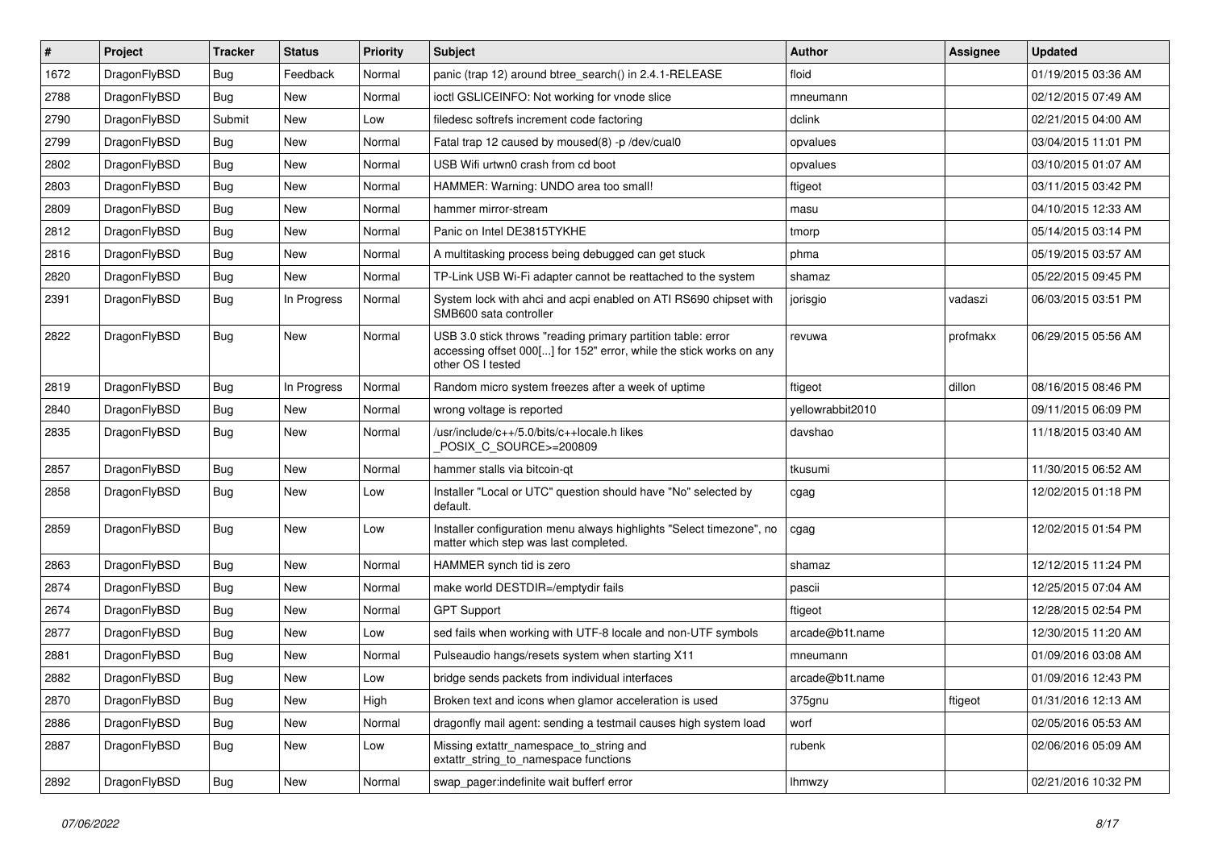| # | Project | Tracker | Status | Priority | Subject | Author | Assignee | Updated |
|---|---|---|---|---|---|---|---|---|
| 1672 | DragonFlyBSD | Bug | Feedback | Normal | panic (trap 12) around btree_search() in 2.4.1-RELEASE | floid | | 01/19/2015 03:36 AM |
| 2788 | DragonFlyBSD | Bug | New | Normal | ioctl GSLICEINFO: Not working for vnode slice | mneumann | | 02/12/2015 07:49 AM |
| 2790 | DragonFlyBSD | Submit | New | Low | filedesc softrefs increment code factoring | dclink | | 02/21/2015 04:00 AM |
| 2799 | DragonFlyBSD | Bug | New | Normal | Fatal trap 12 caused by moused(8) -p /dev/cual0 | opvalues | | 03/04/2015 11:01 PM |
| 2802 | DragonFlyBSD | Bug | New | Normal | USB Wifi urtwn0 crash from cd boot | opvalues | | 03/10/2015 01:07 AM |
| 2803 | DragonFlyBSD | Bug | New | Normal | HAMMER: Warning: UNDO area too small! | ftigeot | | 03/11/2015 03:42 PM |
| 2809 | DragonFlyBSD | Bug | New | Normal | hammer mirror-stream | masu | | 04/10/2015 12:33 AM |
| 2812 | DragonFlyBSD | Bug | New | Normal | Panic on Intel DE3815TYKHE | tmorp | | 05/14/2015 03:14 PM |
| 2816 | DragonFlyBSD | Bug | New | Normal | A multitasking process being debugged can get stuck | phma | | 05/19/2015 03:57 AM |
| 2820 | DragonFlyBSD | Bug | New | Normal | TP-Link USB Wi-Fi adapter cannot be reattached to the system | shamaz | | 05/22/2015 09:45 PM |
| 2391 | DragonFlyBSD | Bug | In Progress | Normal | System lock with ahci and acpi enabled on ATI RS690 chipset with SMB600 sata controller | jorisgio | vadaszi | 06/03/2015 03:51 PM |
| 2822 | DragonFlyBSD | Bug | New | Normal | USB 3.0 stick throws "reading primary partition table: error accessing offset 000[...] for 152" error, while the stick works on any other OS I tested | revuwa | profmakx | 06/29/2015 05:56 AM |
| 2819 | DragonFlyBSD | Bug | In Progress | Normal | Random micro system freezes after a week of uptime | ftigeot | dillon | 08/16/2015 08:46 PM |
| 2840 | DragonFlyBSD | Bug | New | Normal | wrong voltage is reported | yellowrabbit2010 | | 09/11/2015 06:09 PM |
| 2835 | DragonFlyBSD | Bug | New | Normal | /usr/include/c++/5.0/bits/c++locale.h likes _POSIX_C_SOURCE>=200809 | davshao | | 11/18/2015 03:40 AM |
| 2857 | DragonFlyBSD | Bug | New | Normal | hammer stalls via bitcoin-qt | tkusumi | | 11/30/2015 06:52 AM |
| 2858 | DragonFlyBSD | Bug | New | Low | Installer "Local or UTC" question should have "No" selected by default. | cgag | | 12/02/2015 01:18 PM |
| 2859 | DragonFlyBSD | Bug | New | Low | Installer configuration menu always highlights "Select timezone", no matter which step was last completed. | cgag | | 12/02/2015 01:54 PM |
| 2863 | DragonFlyBSD | Bug | New | Normal | HAMMER synch tid is zero | shamaz | | 12/12/2015 11:24 PM |
| 2874 | DragonFlyBSD | Bug | New | Normal | make world DESTDIR=/emptydir fails | pascii | | 12/25/2015 07:04 AM |
| 2674 | DragonFlyBSD | Bug | New | Normal | GPT Support | ftigeot | | 12/28/2015 02:54 PM |
| 2877 | DragonFlyBSD | Bug | New | Low | sed fails when working with UTF-8 locale and non-UTF symbols | arcade@b1t.name | | 12/30/2015 11:20 AM |
| 2881 | DragonFlyBSD | Bug | New | Normal | Pulseaudio hangs/resets system when starting X11 | mneumann | | 01/09/2016 03:08 AM |
| 2882 | DragonFlyBSD | Bug | New | Low | bridge sends packets from individual interfaces | arcade@b1t.name | | 01/09/2016 12:43 PM |
| 2870 | DragonFlyBSD | Bug | New | High | Broken text and icons when glamor acceleration is used | 375gnu | ftigeot | 01/31/2016 12:13 AM |
| 2886 | DragonFlyBSD | Bug | New | Normal | dragonfly mail agent: sending a testmail causes high system load | worf | | 02/05/2016 05:53 AM |
| 2887 | DragonFlyBSD | Bug | New | Low | Missing extattr_namespace_to_string and extattr_string_to_namespace functions | rubenk | | 02/06/2016 05:09 AM |
| 2892 | DragonFlyBSD | Bug | New | Normal | swap_pager:indefinite wait bufferf error | lhmwzy | | 02/21/2016 10:32 PM |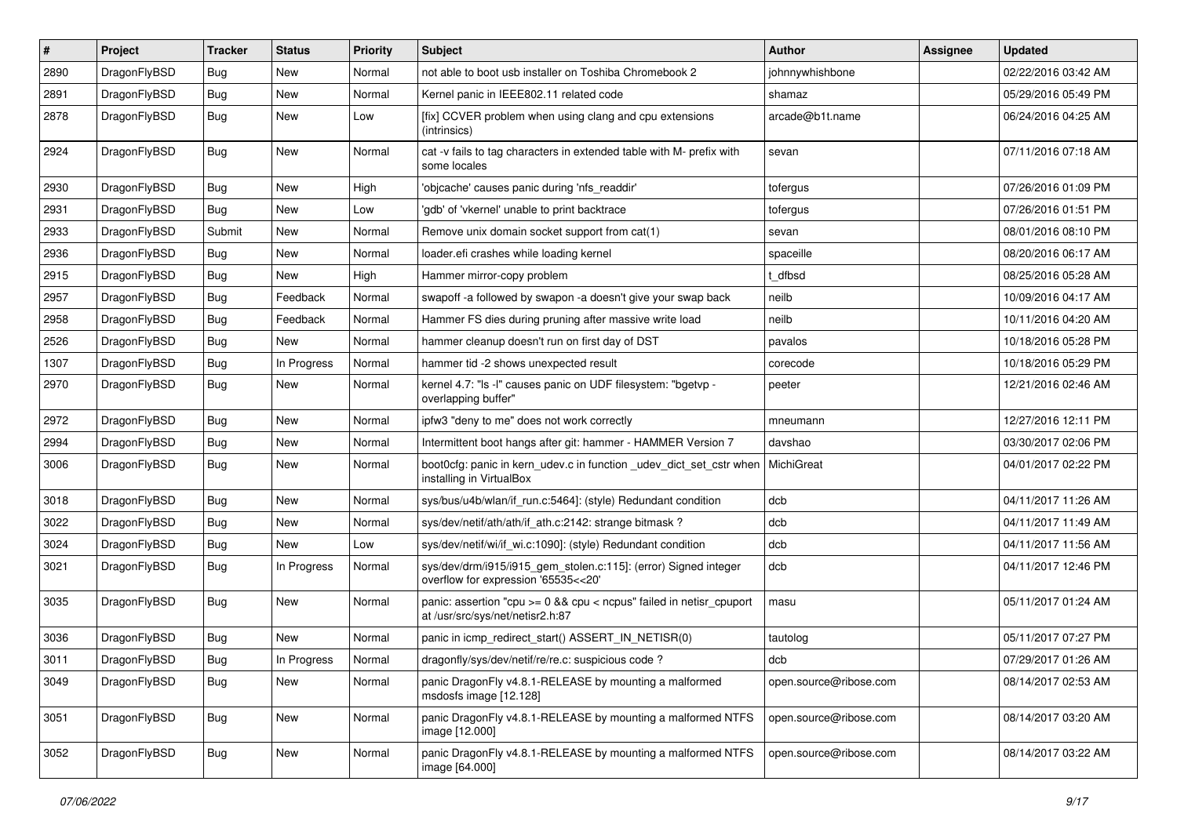| # | Project | Tracker | Status | Priority | Subject | Author | Assignee | Updated |
|---|---|---|---|---|---|---|---|---|
| 2890 | DragonFlyBSD | Bug | New | Normal | not able to boot usb installer on Toshiba Chromebook 2 | johnnywhishbone | | 02/22/2016 03:42 AM |
| 2891 | DragonFlyBSD | Bug | New | Normal | Kernel panic in IEEE802.11 related code | shamaz | | 05/29/2016 05:49 PM |
| 2878 | DragonFlyBSD | Bug | New | Low | [fix] CCVER problem when using clang and cpu extensions (intrinsics) | arcade@b1t.name | | 06/24/2016 04:25 AM |
| 2924 | DragonFlyBSD | Bug | New | Normal | cat -v fails to tag characters in extended table with M- prefix with some locales | sevan | | 07/11/2016 07:18 AM |
| 2930 | DragonFlyBSD | Bug | New | High | 'objcache' causes panic during 'nfs_readdir' | tofergus | | 07/26/2016 01:09 PM |
| 2931 | DragonFlyBSD | Bug | New | Low | 'gdb' of 'vkernel' unable to print backtrace | tofergus | | 07/26/2016 01:51 PM |
| 2933 | DragonFlyBSD | Submit | New | Normal | Remove unix domain socket support from cat(1) | sevan | | 08/01/2016 08:10 PM |
| 2936 | DragonFlyBSD | Bug | New | Normal | loader.efi crashes while loading kernel | spaceille | | 08/20/2016 06:17 AM |
| 2915 | DragonFlyBSD | Bug | New | High | Hammer mirror-copy problem | t_dfbsd | | 08/25/2016 05:28 AM |
| 2957 | DragonFlyBSD | Bug | Feedback | Normal | swapoff -a followed by swapon -a doesn't give your swap back | neilb | | 10/09/2016 04:17 AM |
| 2958 | DragonFlyBSD | Bug | Feedback | Normal | Hammer FS dies during pruning after massive write load | neilb | | 10/11/2016 04:20 AM |
| 2526 | DragonFlyBSD | Bug | New | Normal | hammer cleanup doesn't run on first day of DST | pavalos | | 10/18/2016 05:28 PM |
| 1307 | DragonFlyBSD | Bug | In Progress | Normal | hammer tid -2 shows unexpected result | corecode | | 10/18/2016 05:29 PM |
| 2970 | DragonFlyBSD | Bug | New | Normal | kernel 4.7: "ls -l" causes panic on UDF filesystem: "bgetvp - overlapping buffer" | peeter | | 12/21/2016 02:46 AM |
| 2972 | DragonFlyBSD | Bug | New | Normal | ipfw3 "deny to me" does not work correctly | mneumann | | 12/27/2016 12:11 PM |
| 2994 | DragonFlyBSD | Bug | New | Normal | Intermittent boot hangs after git: hammer - HAMMER Version 7 | davshao | | 03/30/2017 02:06 PM |
| 3006 | DragonFlyBSD | Bug | New | Normal | boot0cfg: panic in kern_udev.c in function _udev_dict_set_cstr when installing in VirtualBox | MichiGreat | | 04/01/2017 02:22 PM |
| 3018 | DragonFlyBSD | Bug | New | Normal | sys/bus/u4b/wlan/if_run.c:5464]: (style) Redundant condition | dcb | | 04/11/2017 11:26 AM |
| 3022 | DragonFlyBSD | Bug | New | Normal | sys/dev/netif/ath/ath/if_ath.c:2142: strange bitmask ? | dcb | | 04/11/2017 11:49 AM |
| 3024 | DragonFlyBSD | Bug | New | Low | sys/dev/netif/wi/if_wi.c:1090]: (style) Redundant condition | dcb | | 04/11/2017 11:56 AM |
| 3021 | DragonFlyBSD | Bug | In Progress | Normal | sys/dev/drm/i915/i915_gem_stolen.c:115]: (error) Signed integer overflow for expression '65535<<20' | dcb | | 04/11/2017 12:46 PM |
| 3035 | DragonFlyBSD | Bug | New | Normal | panic: assertion "cpu >= 0 && cpu < ncpus" failed in netisr_cpuport at /usr/src/sys/net/netisr2.h:87 | masu | | 05/11/2017 01:24 AM |
| 3036 | DragonFlyBSD | Bug | New | Normal | panic in icmp_redirect_start() ASSERT_IN_NETISR(0) | tautolog | | 05/11/2017 07:27 PM |
| 3011 | DragonFlyBSD | Bug | In Progress | Normal | dragonfly/sys/dev/netif/re/re.c: suspicious code ? | dcb | | 07/29/2017 01:26 AM |
| 3049 | DragonFlyBSD | Bug | New | Normal | panic DragonFly v4.8.1-RELEASE by mounting a malformed msdosfs image [12.128] | open.source@ribose.com | | 08/14/2017 02:53 AM |
| 3051 | DragonFlyBSD | Bug | New | Normal | panic DragonFly v4.8.1-RELEASE by mounting a malformed NTFS image [12.000] | open.source@ribose.com | | 08/14/2017 03:20 AM |
| 3052 | DragonFlyBSD | Bug | New | Normal | panic DragonFly v4.8.1-RELEASE by mounting a malformed NTFS image [64.000] | open.source@ribose.com | | 08/14/2017 03:22 AM |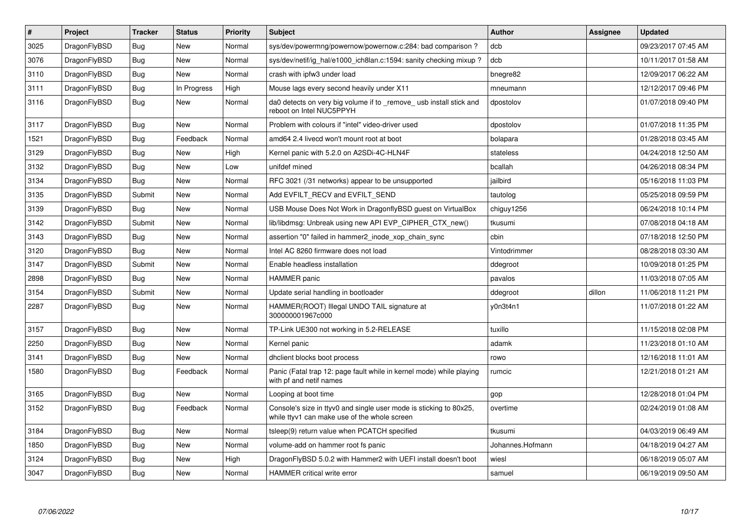| # | Project | Tracker | Status | Priority | Subject | Author | Assignee | Updated |
|---|---|---|---|---|---|---|---|---|
| 3025 | DragonFlyBSD | Bug | New | Normal | sys/dev/powermng/powernow/powernow.c:284: bad comparison ? | dcb | | 09/23/2017 07:45 AM |
| 3076 | DragonFlyBSD | Bug | New | Normal | sys/dev/netif/ig_hal/e1000_ich8lan.c:1594: sanity checking mixup ? | dcb | | 10/11/2017 01:58 AM |
| 3110 | DragonFlyBSD | Bug | New | Normal | crash with ipfw3 under load | bnegre82 | | 12/09/2017 06:22 AM |
| 3111 | DragonFlyBSD | Bug | In Progress | High | Mouse lags every second heavily under X11 | mneumann | | 12/12/2017 09:46 PM |
| 3116 | DragonFlyBSD | Bug | New | Normal | da0 detects on very big volume if to _remove_ usb install stick and reboot on Intel NUC5PPYH | dpostolov | | 01/07/2018 09:40 PM |
| 3117 | DragonFlyBSD | Bug | New | Normal | Problem with colours if "intel" video-driver used | dpostolov | | 01/07/2018 11:35 PM |
| 1521 | DragonFlyBSD | Bug | Feedback | Normal | amd64 2.4 livecd won't mount root at boot | bolapara | | 01/28/2018 03:45 AM |
| 3129 | DragonFlyBSD | Bug | New | High | Kernel panic with 5.2.0 on A2SDi-4C-HLN4F | stateless | | 04/24/2018 12:50 AM |
| 3132 | DragonFlyBSD | Bug | New | Low | unifdef mined | bcallah | | 04/26/2018 08:34 PM |
| 3134 | DragonFlyBSD | Bug | New | Normal | RFC 3021 (/31 networks) appear to be unsupported | jailbird | | 05/16/2018 11:03 PM |
| 3135 | DragonFlyBSD | Submit | New | Normal | Add EVFILT_RECV and EVFILT_SEND | tautolog | | 05/25/2018 09:59 PM |
| 3139 | DragonFlyBSD | Bug | New | Normal | USB Mouse Does Not Work in DragonflyBSD guest on VirtualBox | chiguy1256 | | 06/24/2018 10:14 PM |
| 3142 | DragonFlyBSD | Submit | New | Normal | lib/libdmsg: Unbreak using new API EVP_CIPHER_CTX_new() | tkusumi | | 07/08/2018 04:18 AM |
| 3143 | DragonFlyBSD | Bug | New | Normal | assertion "0" failed in hammer2_inode_xop_chain_sync | cbin | | 07/18/2018 12:50 PM |
| 3120 | DragonFlyBSD | Bug | New | Normal | Intel AC 8260 firmware does not load | Vintodrimmer | | 08/28/2018 03:30 AM |
| 3147 | DragonFlyBSD | Submit | New | Normal | Enable headless installation | ddegroot | | 10/09/2018 01:25 PM |
| 2898 | DragonFlyBSD | Bug | New | Normal | HAMMER panic | pavalos | | 11/03/2018 07:05 AM |
| 3154 | DragonFlyBSD | Submit | New | Normal | Update serial handling in bootloader | ddegroot | dillon | 11/06/2018 11:21 PM |
| 2287 | DragonFlyBSD | Bug | New | Normal | HAMMER(ROOT) Illegal UNDO TAIL signature at 300000001967c000 | y0n3t4n1 | | 11/07/2018 01:22 AM |
| 3157 | DragonFlyBSD | Bug | New | Normal | TP-Link UE300 not working in 5.2-RELEASE | tuxillo | | 11/15/2018 02:08 PM |
| 2250 | DragonFlyBSD | Bug | New | Normal | Kernel panic | adamk | | 11/23/2018 01:10 AM |
| 3141 | DragonFlyBSD | Bug | New | Normal | dhclient blocks boot process | rowo | | 12/16/2018 11:01 AM |
| 1580 | DragonFlyBSD | Bug | Feedback | Normal | Panic (Fatal trap 12: page fault while in kernel mode) while playing with pf and netif names | rumcic | | 12/21/2018 01:21 AM |
| 3165 | DragonFlyBSD | Bug | New | Normal | Looping at boot time | gop | | 12/28/2018 01:04 PM |
| 3152 | DragonFlyBSD | Bug | Feedback | Normal | Console's size in ttyv0 and single user mode is sticking to 80x25, while ttyv1 can make use of the whole screen | overtime | | 02/24/2019 01:08 AM |
| 3184 | DragonFlyBSD | Bug | New | Normal | tsleep(9) return value when PCATCH specified | tkusumi | | 04/03/2019 06:49 AM |
| 1850 | DragonFlyBSD | Bug | New | Normal | volume-add on hammer root fs panic | Johannes.Hofmann | | 04/18/2019 04:27 AM |
| 3124 | DragonFlyBSD | Bug | New | High | DragonFlyBSD 5.0.2 with Hammer2 with UEFI install doesn't boot | wiesl | | 06/18/2019 05:07 AM |
| 3047 | DragonFlyBSD | Bug | New | Normal | HAMMER critical write error | samuel | | 06/19/2019 09:50 AM |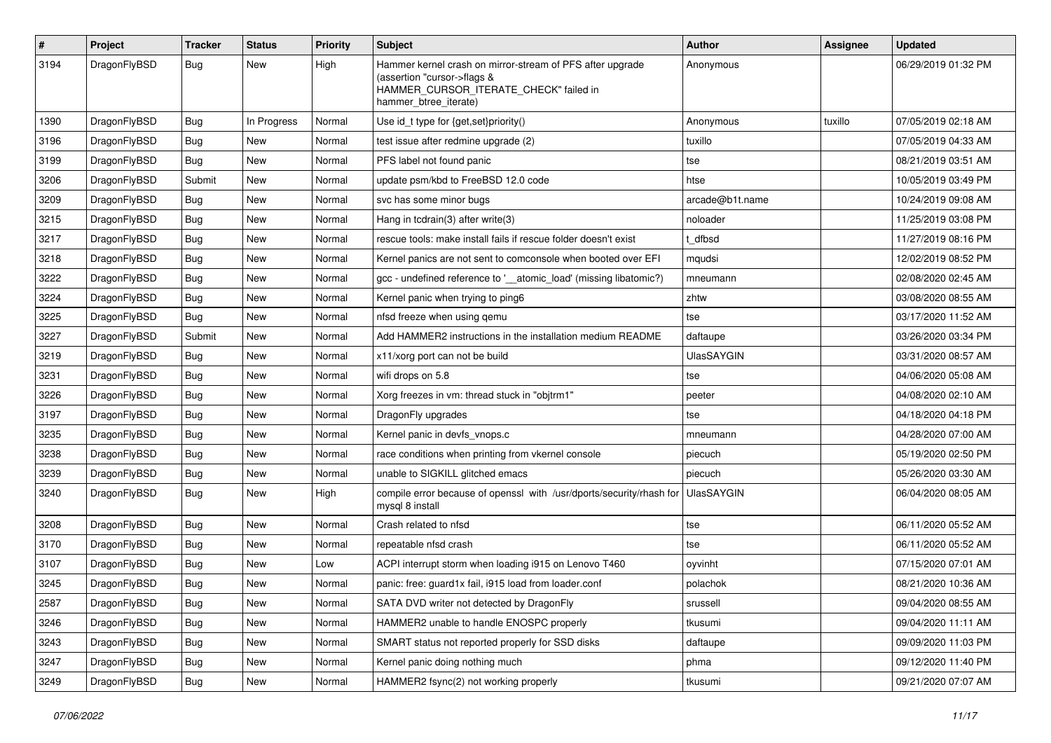| # | Project | Tracker | Status | Priority | Subject | Author | Assignee | Updated |
|---|---|---|---|---|---|---|---|---|
| 3194 | DragonFlyBSD | Bug | New | High | Hammer kernel crash on mirror-stream of PFS after upgrade (assertion "cursor->flags & HAMMER_CURSOR_ITERATE_CHECK" failed in hammer_btree_iterate) | Anonymous | | 06/29/2019 01:32 PM |
| 1390 | DragonFlyBSD | Bug | In Progress | Normal | Use id_t type for {get,set}priority() | Anonymous | tuxillo | 07/05/2019 02:18 AM |
| 3196 | DragonFlyBSD | Bug | New | Normal | test issue after redmine upgrade (2) | tuxillo | | 07/05/2019 04:33 AM |
| 3199 | DragonFlyBSD | Bug | New | Normal | PFS label not found panic | tse | | 08/21/2019 03:51 AM |
| 3206 | DragonFlyBSD | Submit | New | Normal | update psm/kbd to FreeBSD 12.0 code | htse | | 10/05/2019 03:49 PM |
| 3209 | DragonFlyBSD | Bug | New | Normal | svc has some minor bugs | arcade@b1t.name | | 10/24/2019 09:08 AM |
| 3215 | DragonFlyBSD | Bug | New | Normal | Hang in tcdrain(3) after write(3) | noloader | | 11/25/2019 03:08 PM |
| 3217 | DragonFlyBSD | Bug | New | Normal | rescue tools: make install fails if rescue folder doesn't exist | t_dfbsd | | 11/27/2019 08:16 PM |
| 3218 | DragonFlyBSD | Bug | New | Normal | Kernel panics are not sent to comconsole when booted over EFI | mqudsi | | 12/02/2019 08:52 PM |
| 3222 | DragonFlyBSD | Bug | New | Normal | gcc - undefined reference to '__atomic_load' (missing libatomic?) | mneumann | | 02/08/2020 02:45 AM |
| 3224 | DragonFlyBSD | Bug | New | Normal | Kernel panic when trying to ping6 | zhtw | | 03/08/2020 08:55 AM |
| 3225 | DragonFlyBSD | Bug | New | Normal | nfsd freeze when using qemu | tse | | 03/17/2020 11:52 AM |
| 3227 | DragonFlyBSD | Submit | New | Normal | Add HAMMER2 instructions in the installation medium README | daftaupe | | 03/26/2020 03:34 PM |
| 3219 | DragonFlyBSD | Bug | New | Normal | x11/xorg port can not be build | UlasSAYGIN | | 03/31/2020 08:57 AM |
| 3231 | DragonFlyBSD | Bug | New | Normal | wifi drops on 5.8 | tse | | 04/06/2020 05:08 AM |
| 3226 | DragonFlyBSD | Bug | New | Normal | Xorg freezes in vm: thread stuck in "objtrm1" | peeter | | 04/08/2020 02:10 AM |
| 3197 | DragonFlyBSD | Bug | New | Normal | DragonFly upgrades | tse | | 04/18/2020 04:18 PM |
| 3235 | DragonFlyBSD | Bug | New | Normal | Kernel panic in devfs_vnops.c | mneumann | | 04/28/2020 07:00 AM |
| 3238 | DragonFlyBSD | Bug | New | Normal | race conditions when printing from vkernel console | piecuch | | 05/19/2020 02:50 PM |
| 3239 | DragonFlyBSD | Bug | New | Normal | unable to SIGKILL glitched emacs | piecuch | | 05/26/2020 03:30 AM |
| 3240 | DragonFlyBSD | Bug | New | High | compile error because of openssl with /usr/dports/security/rhash for mysql 8 install | UlasSAYGIN | | 06/04/2020 08:05 AM |
| 3208 | DragonFlyBSD | Bug | New | Normal | Crash related to nfsd | tse | | 06/11/2020 05:52 AM |
| 3170 | DragonFlyBSD | Bug | New | Normal | repeatable nfsd crash | tse | | 06/11/2020 05:52 AM |
| 3107 | DragonFlyBSD | Bug | New | Low | ACPI interrupt storm when loading i915 on Lenovo T460 | oyvinht | | 07/15/2020 07:01 AM |
| 3245 | DragonFlyBSD | Bug | New | Normal | panic: free: guard1x fail, i915 load from loader.conf | polachok | | 08/21/2020 10:36 AM |
| 2587 | DragonFlyBSD | Bug | New | Normal | SATA DVD writer not detected by DragonFly | srussell | | 09/04/2020 08:55 AM |
| 3246 | DragonFlyBSD | Bug | New | Normal | HAMMER2 unable to handle ENOSPC properly | tkusumi | | 09/04/2020 11:11 AM |
| 3243 | DragonFlyBSD | Bug | New | Normal | SMART status not reported properly for SSD disks | daftaupe | | 09/09/2020 11:03 PM |
| 3247 | DragonFlyBSD | Bug | New | Normal | Kernel panic doing nothing much | phma | | 09/12/2020 11:40 PM |
| 3249 | DragonFlyBSD | Bug | New | Normal | HAMMER2 fsync(2) not working properly | tkusumi | | 09/21/2020 07:07 AM |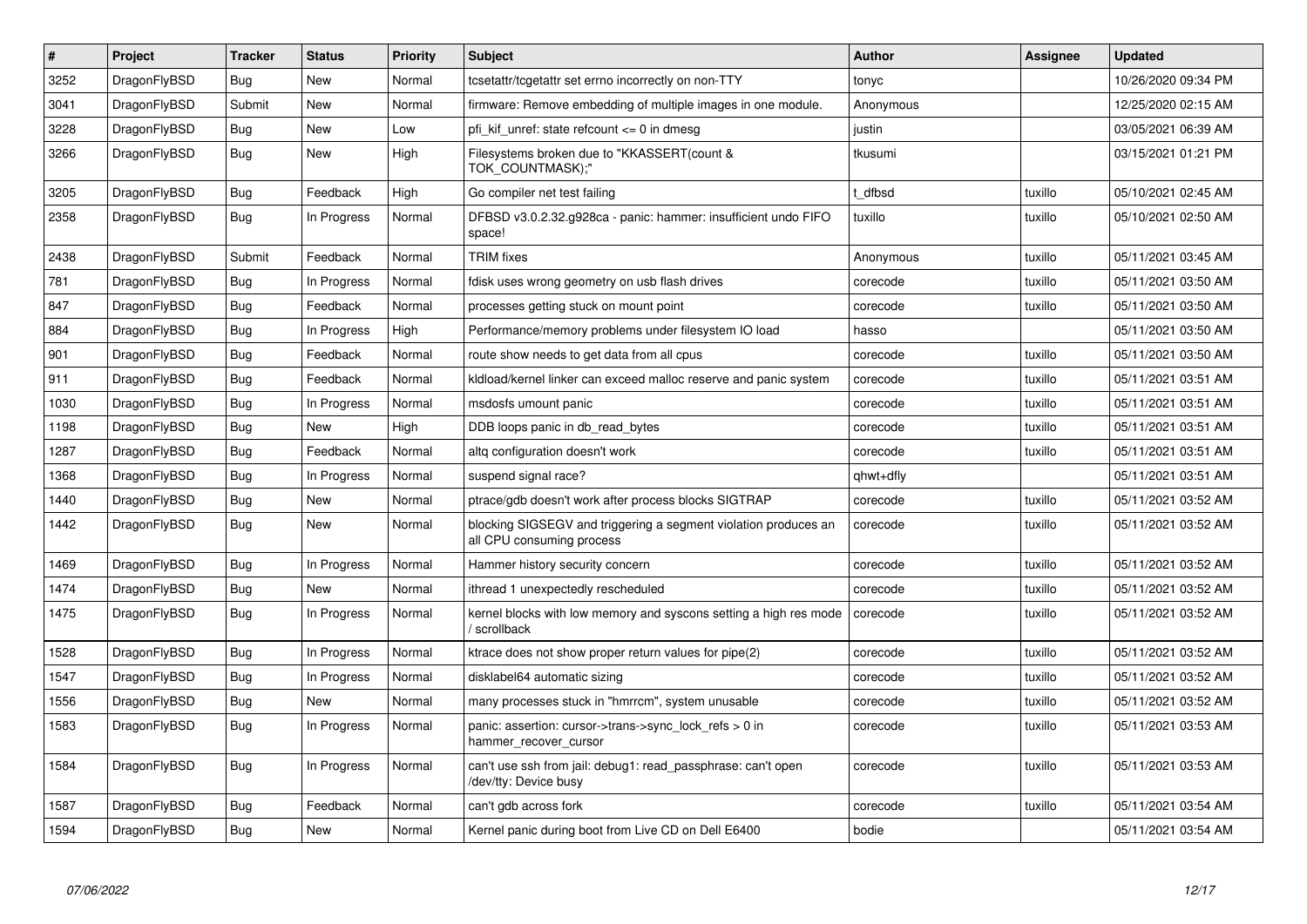| # | Project | Tracker | Status | Priority | Subject | Author | Assignee | Updated |
|---|---|---|---|---|---|---|---|---|
| 3252 | DragonFlyBSD | Bug | New | Normal | tcsetattr/tcgetattr set errno incorrectly on non-TTY | tonyc | | 10/26/2020 09:34 PM |
| 3041 | DragonFlyBSD | Submit | New | Normal | firmware: Remove embedding of multiple images in one module. | Anonymous | | 12/25/2020 02:15 AM |
| 3228 | DragonFlyBSD | Bug | New | Low | pfi_kif_unref: state refcount <= 0 in dmesg | justin | | 03/05/2021 06:39 AM |
| 3266 | DragonFlyBSD | Bug | New | High | Filesystems broken due to "KKASSERT(count & TOK_COUNTMASK);" | tkusumi | | 03/15/2021 01:21 PM |
| 3205 | DragonFlyBSD | Bug | Feedback | High | Go compiler net test failing | t_dfbsd | tuxillo | 05/10/2021 02:45 AM |
| 2358 | DragonFlyBSD | Bug | In Progress | Normal | DFBSD v3.0.2.32.g928ca - panic: hammer: insufficient undo FIFO space! | tuxillo | tuxillo | 05/10/2021 02:50 AM |
| 2438 | DragonFlyBSD | Submit | Feedback | Normal | TRIM fixes | Anonymous | tuxillo | 05/11/2021 03:45 AM |
| 781 | DragonFlyBSD | Bug | In Progress | Normal | fdisk uses wrong geometry on usb flash drives | corecode | tuxillo | 05/11/2021 03:50 AM |
| 847 | DragonFlyBSD | Bug | Feedback | Normal | processes getting stuck on mount point | corecode | tuxillo | 05/11/2021 03:50 AM |
| 884 | DragonFlyBSD | Bug | In Progress | High | Performance/memory problems under filesystem IO load | hasso | | 05/11/2021 03:50 AM |
| 901 | DragonFlyBSD | Bug | Feedback | Normal | route show needs to get data from all cpus | corecode | tuxillo | 05/11/2021 03:50 AM |
| 911 | DragonFlyBSD | Bug | Feedback | Normal | kldload/kernel linker can exceed malloc reserve and panic system | corecode | tuxillo | 05/11/2021 03:51 AM |
| 1030 | DragonFlyBSD | Bug | In Progress | Normal | msdosfs umount panic | corecode | tuxillo | 05/11/2021 03:51 AM |
| 1198 | DragonFlyBSD | Bug | New | High | DDB loops panic in db_read_bytes | corecode | tuxillo | 05/11/2021 03:51 AM |
| 1287 | DragonFlyBSD | Bug | Feedback | Normal | altq configuration doesn't work | corecode | tuxillo | 05/11/2021 03:51 AM |
| 1368 | DragonFlyBSD | Bug | In Progress | Normal | suspend signal race? | qhwt+dfly | | 05/11/2021 03:51 AM |
| 1440 | DragonFlyBSD | Bug | New | Normal | ptrace/gdb doesn't work after process blocks SIGTRAP | corecode | tuxillo | 05/11/2021 03:52 AM |
| 1442 | DragonFlyBSD | Bug | New | Normal | blocking SIGSEGV and triggering a segment violation produces an all CPU consuming process | corecode | tuxillo | 05/11/2021 03:52 AM |
| 1469 | DragonFlyBSD | Bug | In Progress | Normal | Hammer history security concern | corecode | tuxillo | 05/11/2021 03:52 AM |
| 1474 | DragonFlyBSD | Bug | New | Normal | ithread 1 unexpectedly rescheduled | corecode | tuxillo | 05/11/2021 03:52 AM |
| 1475 | DragonFlyBSD | Bug | In Progress | Normal | kernel blocks with low memory and syscons setting a high res mode / scrollback | corecode | tuxillo | 05/11/2021 03:52 AM |
| 1528 | DragonFlyBSD | Bug | In Progress | Normal | ktrace does not show proper return values for pipe(2) | corecode | tuxillo | 05/11/2021 03:52 AM |
| 1547 | DragonFlyBSD | Bug | In Progress | Normal | disklabel64 automatic sizing | corecode | tuxillo | 05/11/2021 03:52 AM |
| 1556 | DragonFlyBSD | Bug | New | Normal | many processes stuck in "hmrrcm", system unusable | corecode | tuxillo | 05/11/2021 03:52 AM |
| 1583 | DragonFlyBSD | Bug | In Progress | Normal | panic: assertion: cursor->trans->sync_lock_refs > 0 in hammer_recover_cursor | corecode | tuxillo | 05/11/2021 03:53 AM |
| 1584 | DragonFlyBSD | Bug | In Progress | Normal | can't use ssh from jail: debug1: read_passphrase: can't open /dev/tty: Device busy | corecode | tuxillo | 05/11/2021 03:53 AM |
| 1587 | DragonFlyBSD | Bug | Feedback | Normal | can't gdb across fork | corecode | tuxillo | 05/11/2021 03:54 AM |
| 1594 | DragonFlyBSD | Bug | New | Normal | Kernel panic during boot from Live CD on Dell E6400 | bodie | | 05/11/2021 03:54 AM |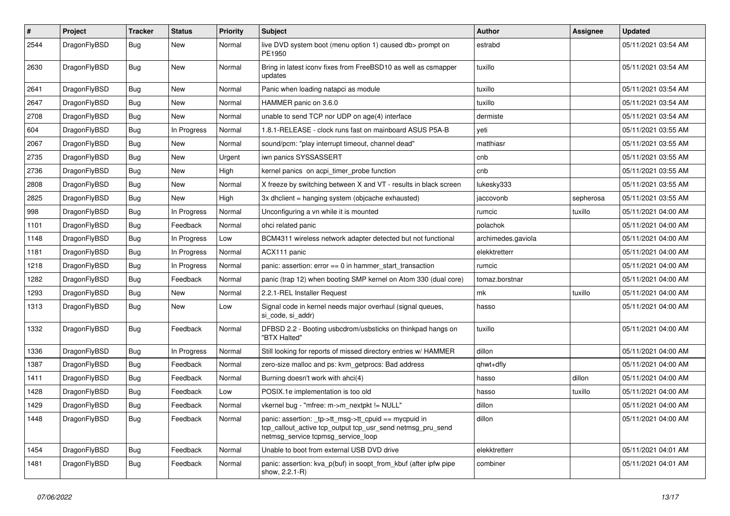| # | Project | Tracker | Status | Priority | Subject | Author | Assignee | Updated |
|---|---|---|---|---|---|---|---|---|
| 2544 | DragonFlyBSD | Bug | New | Normal | live DVD system boot (menu option 1) caused db> prompt on PE1950 | estrabd | | 05/11/2021 03:54 AM |
| 2630 | DragonFlyBSD | Bug | New | Normal | Bring in latest iconv fixes from FreeBSD10 as well as csmapper updates | tuxillo | | 05/11/2021 03:54 AM |
| 2641 | DragonFlyBSD | Bug | New | Normal | Panic when loading natapci as module | tuxillo | | 05/11/2021 03:54 AM |
| 2647 | DragonFlyBSD | Bug | New | Normal | HAMMER panic on 3.6.0 | tuxillo | | 05/11/2021 03:54 AM |
| 2708 | DragonFlyBSD | Bug | New | Normal | unable to send TCP nor UDP on age(4) interface | dermiste | | 05/11/2021 03:54 AM |
| 604 | DragonFlyBSD | Bug | In Progress | Normal | 1.8.1-RELEASE - clock runs fast on mainboard ASUS P5A-B | yeti | | 05/11/2021 03:55 AM |
| 2067 | DragonFlyBSD | Bug | New | Normal | sound/pcm: "play interrupt timeout, channel dead" | matthiasr | | 05/11/2021 03:55 AM |
| 2735 | DragonFlyBSD | Bug | New | Urgent | iwn panics SYSSASSERT | cnb | | 05/11/2021 03:55 AM |
| 2736 | DragonFlyBSD | Bug | New | High | kernel panics on acpi_timer_probe function | cnb | | 05/11/2021 03:55 AM |
| 2808 | DragonFlyBSD | Bug | New | Normal | X freeze by switching between X and VT - results in black screen | lukesky333 | | 05/11/2021 03:55 AM |
| 2825 | DragonFlyBSD | Bug | New | High | 3x dhclient = hanging system (objcache exhausted) | jaccovonb | sepherosa | 05/11/2021 03:55 AM |
| 998 | DragonFlyBSD | Bug | In Progress | Normal | Unconfiguring a vn while it is mounted | rumcic | tuxillo | 05/11/2021 04:00 AM |
| 1101 | DragonFlyBSD | Bug | Feedback | Normal | ohci related panic | polachok | | 05/11/2021 04:00 AM |
| 1148 | DragonFlyBSD | Bug | In Progress | Low | BCM4311 wireless network adapter detected but not functional | archimedes.gaviola | | 05/11/2021 04:00 AM |
| 1181 | DragonFlyBSD | Bug | In Progress | Normal | ACX111 panic | elekktretterr | | 05/11/2021 04:00 AM |
| 1218 | DragonFlyBSD | Bug | In Progress | Normal | panic: assertion: error == 0 in hammer_start_transaction | rumcic | | 05/11/2021 04:00 AM |
| 1282 | DragonFlyBSD | Bug | Feedback | Normal | panic (trap 12) when booting SMP kernel on Atom 330 (dual core) | tomaz.borstnar | | 05/11/2021 04:00 AM |
| 1293 | DragonFlyBSD | Bug | New | Normal | 2.2.1-REL Installer Request | mk | tuxillo | 05/11/2021 04:00 AM |
| 1313 | DragonFlyBSD | Bug | New | Low | Signal code in kernel needs major overhaul (signal queues, si_code, si_addr) | hasso | | 05/11/2021 04:00 AM |
| 1332 | DragonFlyBSD | Bug | Feedback | Normal | DFBSD 2.2 - Booting usbcdrom/usbsticks on thinkpad hangs on "BTX Halted" | tuxillo | | 05/11/2021 04:00 AM |
| 1336 | DragonFlyBSD | Bug | In Progress | Normal | Still looking for reports of missed directory entries w/ HAMMER | dillon | | 05/11/2021 04:00 AM |
| 1387 | DragonFlyBSD | Bug | Feedback | Normal | zero-size malloc and ps: kvm_getprocs: Bad address | qhwt+dfly | | 05/11/2021 04:00 AM |
| 1411 | DragonFlyBSD | Bug | Feedback | Normal | Burning doesn't work with ahci(4) | hasso | dillon | 05/11/2021 04:00 AM |
| 1428 | DragonFlyBSD | Bug | Feedback | Low | POSIX.1e implementation is too old | hasso | tuxillo | 05/11/2021 04:00 AM |
| 1429 | DragonFlyBSD | Bug | Feedback | Normal | vkernel bug - "mfree: m->m_nextpkt != NULL" | dillon | | 05/11/2021 04:00 AM |
| 1448 | DragonFlyBSD | Bug | Feedback | Normal | panic: assertion: _tp->tt_msg->tt_cpuid == mycpuid in tcp_callout_active tcp_output tcp_usr_send netmsg_pru_send netmsg_service tcpmsg_service_loop | dillon | | 05/11/2021 04:00 AM |
| 1454 | DragonFlyBSD | Bug | Feedback | Normal | Unable to boot from external USB DVD drive | elekktretterr | | 05/11/2021 04:01 AM |
| 1481 | DragonFlyBSD | Bug | Feedback | Normal | panic: assertion: kva_p(buf) in soopt_from_kbuf (after ipfw pipe show, 2.2.1-R) | combiner | | 05/11/2021 04:01 AM |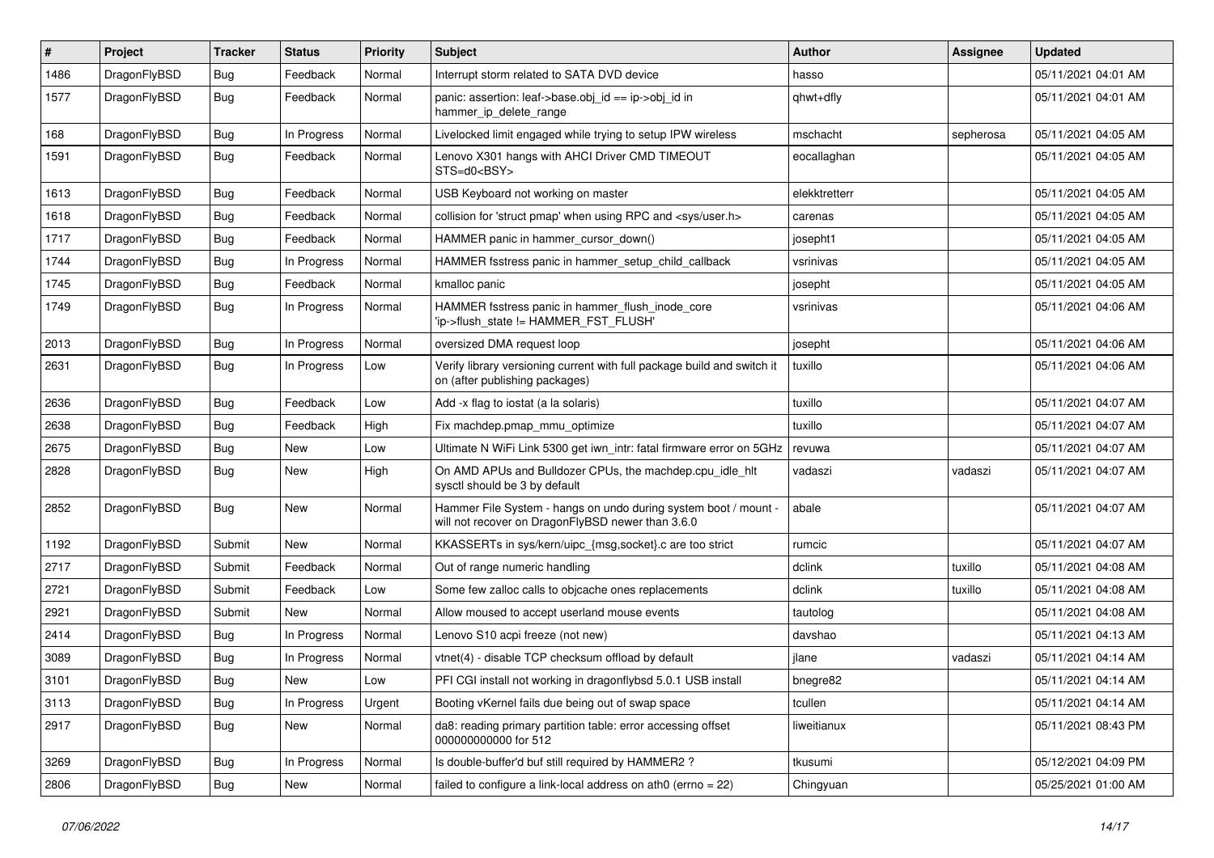| # | Project | Tracker | Status | Priority | Subject | Author | Assignee | Updated |
|---|---|---|---|---|---|---|---|---|
| 1486 | DragonFlyBSD | Bug | Feedback | Normal | Interrupt storm related to SATA DVD device | hasso | | 05/11/2021 04:01 AM |
| 1577 | DragonFlyBSD | Bug | Feedback | Normal | panic: assertion: leaf->base.obj_id == ip->obj_id in hammer_ip_delete_range | qhwt+dfly | | 05/11/2021 04:01 AM |
| 168 | DragonFlyBSD | Bug | In Progress | Normal | Livelocked limit engaged while trying to setup IPW wireless | mschacht | sepherosa | 05/11/2021 04:05 AM |
| 1591 | DragonFlyBSD | Bug | Feedback | Normal | Lenovo X301 hangs with AHCI Driver CMD TIMEOUT STS=d0<BSY> | eocallaghan | | 05/11/2021 04:05 AM |
| 1613 | DragonFlyBSD | Bug | Feedback | Normal | USB Keyboard not working on master | elekktretterr | | 05/11/2021 04:05 AM |
| 1618 | DragonFlyBSD | Bug | Feedback | Normal | collision for 'struct pmap' when using RPC and <sys/user.h> | carenas | | 05/11/2021 04:05 AM |
| 1717 | DragonFlyBSD | Bug | Feedback | Normal | HAMMER panic in hammer_cursor_down() | josepht1 | | 05/11/2021 04:05 AM |
| 1744 | DragonFlyBSD | Bug | In Progress | Normal | HAMMER fsstress panic in hammer_setup_child_callback | vsrinivas | | 05/11/2021 04:05 AM |
| 1745 | DragonFlyBSD | Bug | Feedback | Normal | kmalloc panic | josepht | | 05/11/2021 04:05 AM |
| 1749 | DragonFlyBSD | Bug | In Progress | Normal | HAMMER fsstress panic in hammer_flush_inode_core 'ip->flush_state != HAMMER_FST_FLUSH' | vsrinivas | | 05/11/2021 04:06 AM |
| 2013 | DragonFlyBSD | Bug | In Progress | Normal | oversized DMA request loop | josepht | | 05/11/2021 04:06 AM |
| 2631 | DragonFlyBSD | Bug | In Progress | Low | Verify library versioning current with full package build and switch it on (after publishing packages) | tuxillo | | 05/11/2021 04:06 AM |
| 2636 | DragonFlyBSD | Bug | Feedback | Low | Add -x flag to iostat (a la solaris) | tuxillo | | 05/11/2021 04:07 AM |
| 2638 | DragonFlyBSD | Bug | Feedback | High | Fix machdep.pmap_mmu_optimize | tuxillo | | 05/11/2021 04:07 AM |
| 2675 | DragonFlyBSD | Bug | New | Low | Ultimate N WiFi Link 5300 get iwn_intr: fatal firmware error on 5GHz | revuwa | | 05/11/2021 04:07 AM |
| 2828 | DragonFlyBSD | Bug | New | High | On AMD APUs and Bulldozer CPUs, the machdep.cpu_idle_hlt sysctl should be 3 by default | vadaszi | vadaszi | 05/11/2021 04:07 AM |
| 2852 | DragonFlyBSD | Bug | New | Normal | Hammer File System - hangs on undo during system boot / mount - will not recover on DragonFlyBSD newer than 3.6.0 | abale | | 05/11/2021 04:07 AM |
| 1192 | DragonFlyBSD | Submit | New | Normal | KKASSERTs in sys/kern/uipc_{msg,socket}.c are too strict | rumcic | | 05/11/2021 04:07 AM |
| 2717 | DragonFlyBSD | Submit | Feedback | Normal | Out of range numeric handling | dclink | tuxillo | 05/11/2021 04:08 AM |
| 2721 | DragonFlyBSD | Submit | Feedback | Low | Some few zalloc calls to objcache ones replacements | dclink | tuxillo | 05/11/2021 04:08 AM |
| 2921 | DragonFlyBSD | Submit | New | Normal | Allow moused to accept userland mouse events | tautolog | | 05/11/2021 04:08 AM |
| 2414 | DragonFlyBSD | Bug | In Progress | Normal | Lenovo S10 acpi freeze (not new) | davshao | | 05/11/2021 04:13 AM |
| 3089 | DragonFlyBSD | Bug | In Progress | Normal | vtnet(4) - disable TCP checksum offload by default | jlane | vadaszi | 05/11/2021 04:14 AM |
| 3101 | DragonFlyBSD | Bug | New | Low | PFI CGI install not working in dragonflybsd 5.0.1 USB install | bnegre82 | | 05/11/2021 04:14 AM |
| 3113 | DragonFlyBSD | Bug | In Progress | Urgent | Booting vKernel fails due being out of swap space | tcullen | | 05/11/2021 04:14 AM |
| 2917 | DragonFlyBSD | Bug | New | Normal | da8: reading primary partition table: error accessing offset 000000000000 for 512 | liweitianux | | 05/11/2021 08:43 PM |
| 3269 | DragonFlyBSD | Bug | In Progress | Normal | Is double-buffer'd buf still required by HAMMER2 ? | tkusumi | | 05/12/2021 04:09 PM |
| 2806 | DragonFlyBSD | Bug | New | Normal | failed to configure a link-local address on ath0 (errno = 22) | Chingyuan | | 05/25/2021 01:00 AM |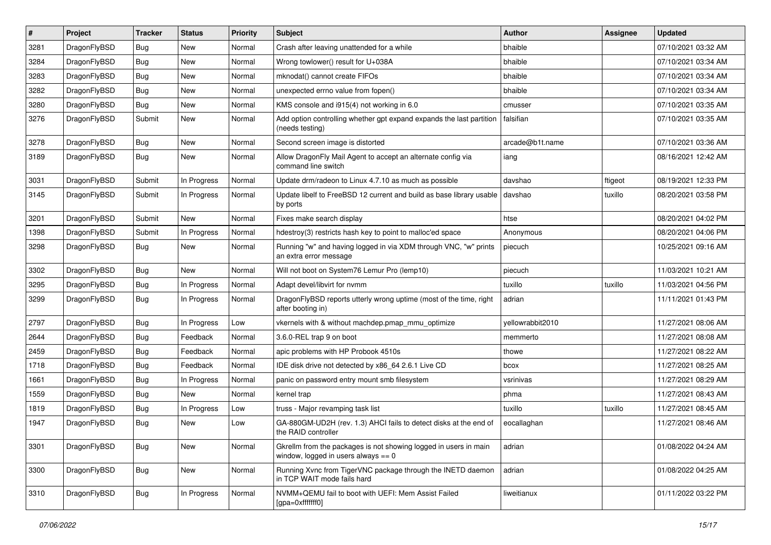| # | Project | Tracker | Status | Priority | Subject | Author | Assignee | Updated |
|---|---|---|---|---|---|---|---|---|
| 3281 | DragonFlyBSD | Bug | New | Normal | Crash after leaving unattended for a while | bhaible | | 07/10/2021 03:32 AM |
| 3284 | DragonFlyBSD | Bug | New | Normal | Wrong towlower() result for U+038A | bhaible | | 07/10/2021 03:34 AM |
| 3283 | DragonFlyBSD | Bug | New | Normal | mknodat() cannot create FIFOs | bhaible | | 07/10/2021 03:34 AM |
| 3282 | DragonFlyBSD | Bug | New | Normal | unexpected errno value from fopen() | bhaible | | 07/10/2021 03:34 AM |
| 3280 | DragonFlyBSD | Bug | New | Normal | KMS console and i915(4) not working in 6.0 | cmusser | | 07/10/2021 03:35 AM |
| 3276 | DragonFlyBSD | Submit | New | Normal | Add option controlling whether gpt expand expands the last partition (needs testing) | falsifian | | 07/10/2021 03:35 AM |
| 3278 | DragonFlyBSD | Bug | New | Normal | Second screen image is distorted | arcade@b1t.name | | 07/10/2021 03:36 AM |
| 3189 | DragonFlyBSD | Bug | New | Normal | Allow DragonFly Mail Agent to accept an alternate config via command line switch | iang | | 08/16/2021 12:42 AM |
| 3031 | DragonFlyBSD | Submit | In Progress | Normal | Update drm/radeon to Linux 4.7.10 as much as possible | davshao | ftigeot | 08/19/2021 12:33 PM |
| 3145 | DragonFlyBSD | Submit | In Progress | Normal | Update libelf to FreeBSD 12 current and build as base library usable by ports | davshao | tuxillo | 08/20/2021 03:58 PM |
| 3201 | DragonFlyBSD | Submit | New | Normal | Fixes make search display | htse | | 08/20/2021 04:02 PM |
| 1398 | DragonFlyBSD | Submit | In Progress | Normal | hdestroy(3) restricts hash key to point to malloc'ed space | Anonymous | | 08/20/2021 04:06 PM |
| 3298 | DragonFlyBSD | Bug | New | Normal | Running "w" and having logged in via XDM through VNC, "w" prints an extra error message | piecuch | | 10/25/2021 09:16 AM |
| 3302 | DragonFlyBSD | Bug | New | Normal | Will not boot on System76 Lemur Pro (lemp10) | piecuch | | 11/03/2021 10:21 AM |
| 3295 | DragonFlyBSD | Bug | In Progress | Normal | Adapt devel/libvirt for nvmm | tuxillo | tuxillo | 11/03/2021 04:56 PM |
| 3299 | DragonFlyBSD | Bug | In Progress | Normal | DragonFlyBSD reports utterly wrong uptime (most of the time, right after booting in) | adrian | | 11/11/2021 01:43 PM |
| 2797 | DragonFlyBSD | Bug | In Progress | Low | vkernels with & without machdep.pmap_mmu_optimize | yellowrabbit2010 | | 11/27/2021 08:06 AM |
| 2644 | DragonFlyBSD | Bug | Feedback | Normal | 3.6.0-REL trap 9 on boot | memmerto | | 11/27/2021 08:08 AM |
| 2459 | DragonFlyBSD | Bug | Feedback | Normal | apic problems with HP Probook 4510s | thowe | | 11/27/2021 08:22 AM |
| 1718 | DragonFlyBSD | Bug | Feedback | Normal | IDE disk drive not detected by x86_64 2.6.1 Live CD | bcox | | 11/27/2021 08:25 AM |
| 1661 | DragonFlyBSD | Bug | In Progress | Normal | panic on password entry mount smb filesystem | vsrinivas | | 11/27/2021 08:29 AM |
| 1559 | DragonFlyBSD | Bug | New | Normal | kernel trap | phma | | 11/27/2021 08:43 AM |
| 1819 | DragonFlyBSD | Bug | In Progress | Low | truss - Major revamping task list | tuxillo | tuxillo | 11/27/2021 08:45 AM |
| 1947 | DragonFlyBSD | Bug | New | Low | GA-880GM-UD2H (rev. 1.3) AHCI fails to detect disks at the end of the RAID controller | eocallaghan | | 11/27/2021 08:46 AM |
| 3301 | DragonFlyBSD | Bug | New | Normal | Gkrellm from the packages is not showing logged in users in main window, logged in users always == 0 | adrian | | 01/08/2022 04:24 AM |
| 3300 | DragonFlyBSD | Bug | New | Normal | Running Xvnc from TigerVNC package through the INETD daemon in TCP WAIT mode fails hard | adrian | | 01/08/2022 04:25 AM |
| 3310 | DragonFlyBSD | Bug | In Progress | Normal | NVMM+QEMU fail to boot with UEFI: Mem Assist Failed [gpa=0xfffffff0] | liweitianux | | 01/11/2022 03:22 PM |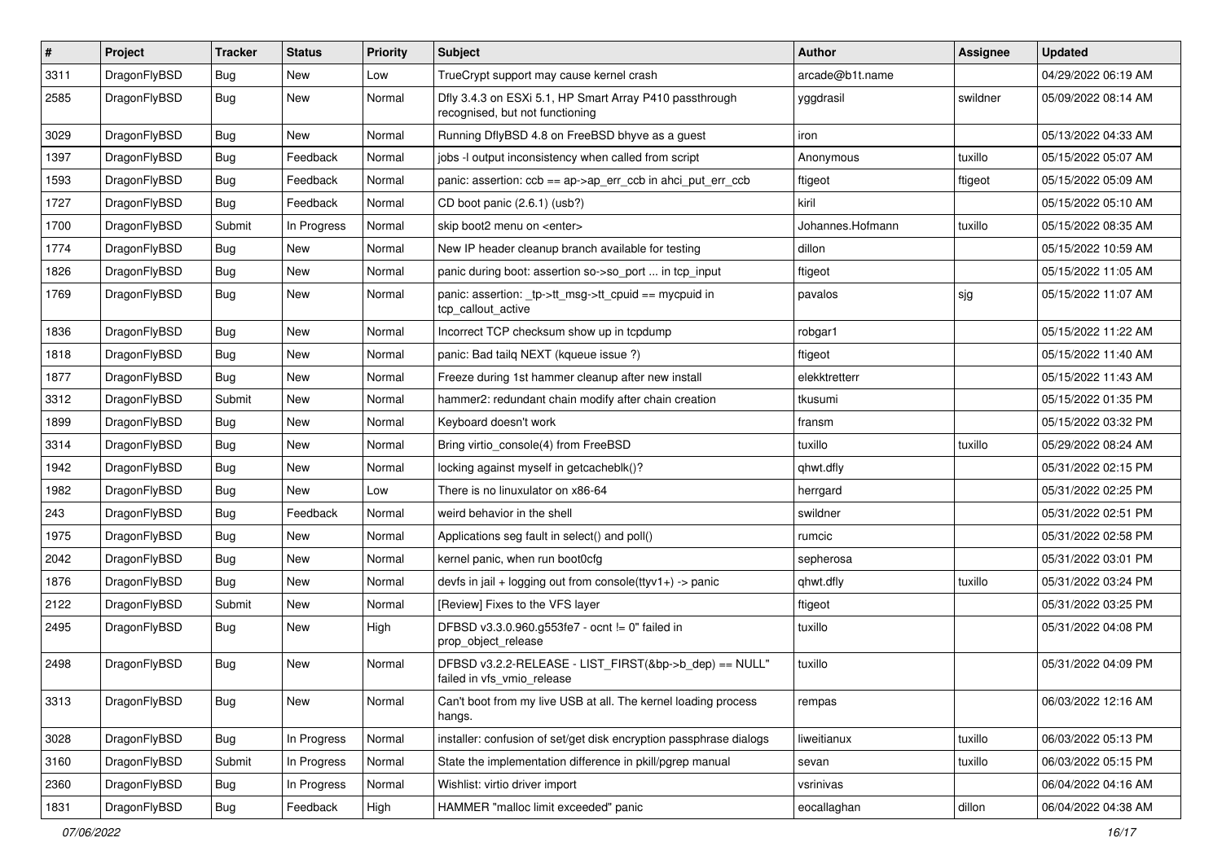| # | Project | Tracker | Status | Priority | Subject | Author | Assignee | Updated |
|---|---|---|---|---|---|---|---|---|
| 3311 | DragonFlyBSD | Bug | New | Low | TrueCrypt support may cause kernel crash | arcade@b1t.name | | 04/29/2022 06:19 AM |
| 2585 | DragonFlyBSD | Bug | New | Normal | Dfly 3.4.3 on ESXi 5.1, HP Smart Array P410 passthrough recognised, but not functioning | yggdrasil | swildner | 05/09/2022 08:14 AM |
| 3029 | DragonFlyBSD | Bug | New | Normal | Running DflyBSD 4.8 on FreeBSD bhyve as a guest | iron | | 05/13/2022 04:33 AM |
| 1397 | DragonFlyBSD | Bug | Feedback | Normal | jobs -l output inconsistency when called from script | Anonymous | tuxillo | 05/15/2022 05:07 AM |
| 1593 | DragonFlyBSD | Bug | Feedback | Normal | panic: assertion: ccb == ap->ap_err_ccb in ahci_put_err_ccb | ftigeot | ftigeot | 05/15/2022 05:09 AM |
| 1727 | DragonFlyBSD | Bug | Feedback | Normal | CD boot panic (2.6.1) (usb?) | kiril | | 05/15/2022 05:10 AM |
| 1700 | DragonFlyBSD | Submit | In Progress | Normal | skip boot2 menu on <enter> | Johannes.Hofmann | tuxillo | 05/15/2022 08:35 AM |
| 1774 | DragonFlyBSD | Bug | New | Normal | New IP header cleanup branch available for testing | dillon | | 05/15/2022 10:59 AM |
| 1826 | DragonFlyBSD | Bug | New | Normal | panic during boot: assertion so->so_port ... in tcp_input | ftigeot | | 05/15/2022 11:05 AM |
| 1769 | DragonFlyBSD | Bug | New | Normal | panic: assertion: _tp->tt_msg->tt_cpuid == mycpuid in tcp_callout_active | pavalos | sjg | 05/15/2022 11:07 AM |
| 1836 | DragonFlyBSD | Bug | New | Normal | Incorrect TCP checksum show up in tcpdump | robgar1 | | 05/15/2022 11:22 AM |
| 1818 | DragonFlyBSD | Bug | New | Normal | panic: Bad tailq NEXT (kqueue issue ?) | ftigeot | | 05/15/2022 11:40 AM |
| 1877 | DragonFlyBSD | Bug | New | Normal | Freeze during 1st hammer cleanup after new install | elekktretterr | | 05/15/2022 11:43 AM |
| 3312 | DragonFlyBSD | Submit | New | Normal | hammer2: redundant chain modify after chain creation | tkusumi | | 05/15/2022 01:35 PM |
| 1899 | DragonFlyBSD | Bug | New | Normal | Keyboard doesn't work | fransm | | 05/15/2022 03:32 PM |
| 3314 | DragonFlyBSD | Bug | New | Normal | Bring virtio_console(4) from FreeBSD | tuxillo | tuxillo | 05/29/2022 08:24 AM |
| 1942 | DragonFlyBSD | Bug | New | Normal | locking against myself in getcacheblk()? | qhwt.dfly | | 05/31/2022 02:15 PM |
| 1982 | DragonFlyBSD | Bug | New | Low | There is no linuxulator on x86-64 | herrgard | | 05/31/2022 02:25 PM |
| 243 | DragonFlyBSD | Bug | Feedback | Normal | weird behavior in the shell | swildner | | 05/31/2022 02:51 PM |
| 1975 | DragonFlyBSD | Bug | New | Normal | Applications seg fault in select() and poll() | rumcic | | 05/31/2022 02:58 PM |
| 2042 | DragonFlyBSD | Bug | New | Normal | kernel panic, when run boot0cfg | sepherosa | | 05/31/2022 03:01 PM |
| 1876 | DragonFlyBSD | Bug | New | Normal | devfs in jail + logging out from console(ttyv1+) -> panic | qhwt.dfly | tuxillo | 05/31/2022 03:24 PM |
| 2122 | DragonFlyBSD | Submit | New | Normal | [Review] Fixes to the VFS layer | ftigeot | | 05/31/2022 03:25 PM |
| 2495 | DragonFlyBSD | Bug | New | High | DFBSD v3.3.0.960.g553fe7 - ocnt != 0" failed in prop_object_release | tuxillo | | 05/31/2022 04:08 PM |
| 2498 | DragonFlyBSD | Bug | New | Normal | DFBSD v3.2.2-RELEASE - LIST_FIRST(&bp->b_dep) == NULL" failed in vfs_vmio_release | tuxillo | | 05/31/2022 04:09 PM |
| 3313 | DragonFlyBSD | Bug | New | Normal | Can't boot from my live USB at all. The kernel loading process hangs. | rempas | | 06/03/2022 12:16 AM |
| 3028 | DragonFlyBSD | Bug | In Progress | Normal | installer: confusion of set/get disk encryption passphrase dialogs | liweitianux | tuxillo | 06/03/2022 05:13 PM |
| 3160 | DragonFlyBSD | Submit | In Progress | Normal | State the implementation difference in pkill/pgrep manual | sevan | tuxillo | 06/03/2022 05:15 PM |
| 2360 | DragonFlyBSD | Bug | In Progress | Normal | Wishlist: virtio driver import | vsrinivas | | 06/04/2022 04:16 AM |
| 1831 | DragonFlyBSD | Bug | Feedback | High | HAMMER "malloc limit exceeded" panic | eocallaghan | dillon | 06/04/2022 04:38 AM |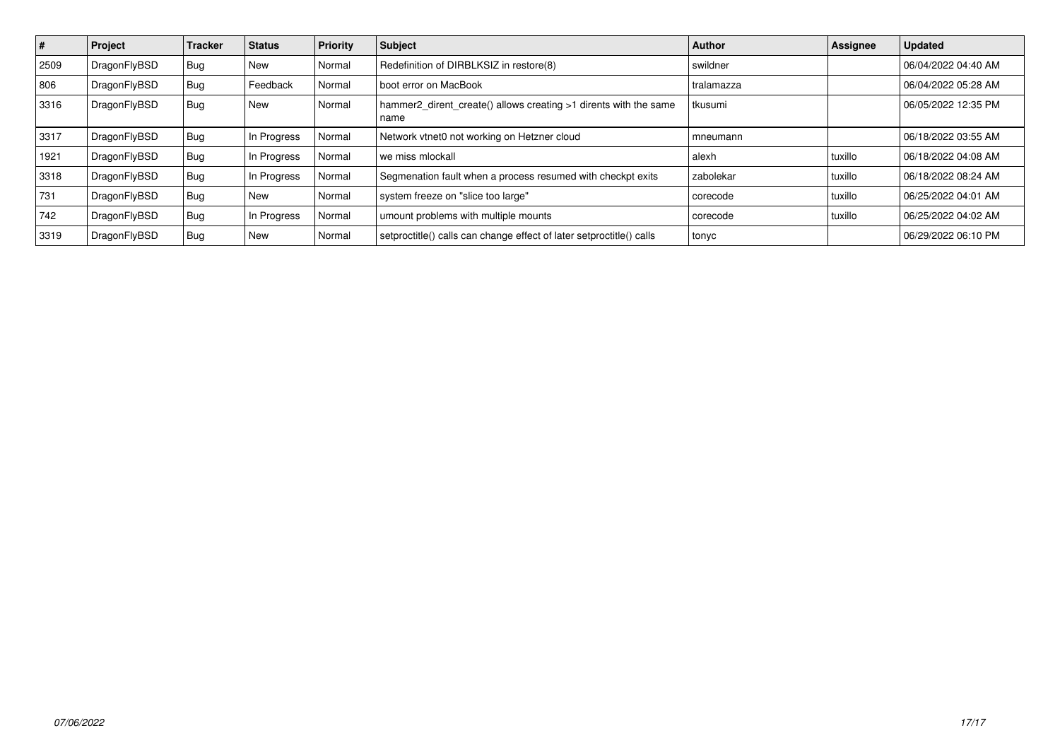| # | Project | Tracker | Status | Priority | Subject | Author | Assignee | Updated |
|---|---|---|---|---|---|---|---|---|
| 2509 | DragonFlyBSD | Bug | New | Normal | Redefinition of DIRBLKSIZ in restore(8) | swildner | | 06/04/2022 04:40 AM |
| 806 | DragonFlyBSD | Bug | Feedback | Normal | boot error on MacBook | tralamazza | | 06/04/2022 05:28 AM |
| 3316 | DragonFlyBSD | Bug | New | Normal | hammer2_dirent_create() allows creating >1 dirents with the same name | tkusumi | | 06/05/2022 12:35 PM |
| 3317 | DragonFlyBSD | Bug | In Progress | Normal | Network vtnet0 not working on Hetzner cloud | mneumann | | 06/18/2022 03:55 AM |
| 1921 | DragonFlyBSD | Bug | In Progress | Normal | we miss mlockall | alexh | tuxillo | 06/18/2022 04:08 AM |
| 3318 | DragonFlyBSD | Bug | In Progress | Normal | Segmenation fault when a process resumed with checkpt exits | zabolekar | tuxillo | 06/18/2022 08:24 AM |
| 731 | DragonFlyBSD | Bug | New | Normal | system freeze on "slice too large" | corecode | tuxillo | 06/25/2022 04:01 AM |
| 742 | DragonFlyBSD | Bug | In Progress | Normal | umount problems with multiple mounts | corecode | tuxillo | 06/25/2022 04:02 AM |
| 3319 | DragonFlyBSD | Bug | New | Normal | setproctitle() calls can change effect of later setproctitle() calls | tonyc | | 06/29/2022 06:10 PM |